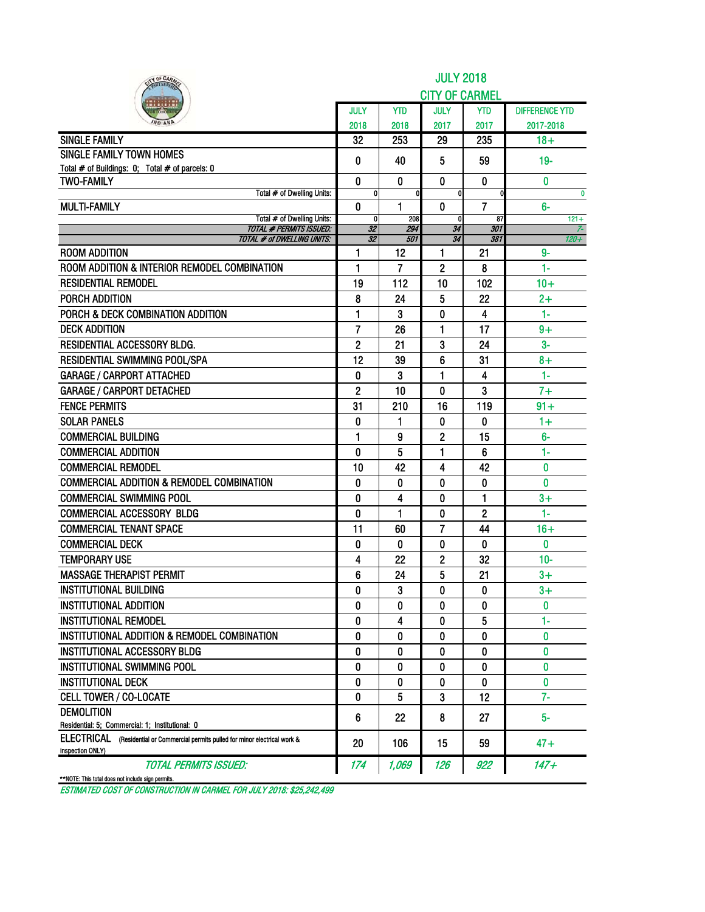# JULY 2018

## CITY OF CARMEL

| | JULY 2018 | YTD 2018 | JULY 2017 | YTD 2017 | DIFFERENCE YTD 2017-2018 |
|---|---|---|---|---|---|
| SINGLE FAMILY | 32 | 253 | 29 | 235 | 18+ |
| SINGLE FAMILY TOWN HOMES<br>Total # of Buildings: 0; Total # of parcels: 0 | 0 | 40 | 5 | 59 | 19- |
| TWO-FAMILY | 0 | 0 | 0 | 0 | 0 |
| Total # of Dwelling Units: | 0 | 0 | 0 | 0 | 0 |
| MULTI-FAMILY | 0 | 1 | 0 | 7 | 6- |
| Total # of Dwelling Units: | 0 | 208 | 0 | 87 | 121+ |
| *TOTAL # PERMITS ISSUED:* | *32* | *294* | *34* | *301* | *7-* |
| *TOTAL # of DWELLING UNITS:* | *32* | *501* | *34* | *381* | *120+* |
| ROOM ADDITION | 1 | 12 | 1 | 21 | 9- |
| ROOM ADDITION & INTERIOR REMODEL COMBINATION | 1 | 7 | 2 | 8 | 1- |
| RESIDENTIAL REMODEL | 19 | 112 | 10 | 102 | 10+ |
| PORCH ADDITION | 8 | 24 | 5 | 22 | 2+ |
| PORCH & DECK COMBINATION ADDITION | 1 | 3 | 0 | 4 | 1- |
| DECK ADDITION | 7 | 26 | 1 | 17 | 9+ |
| RESIDENTIAL ACCESSORY BLDG. | 2 | 21 | 3 | 24 | 3- |
| RESIDENTIAL SWIMMING POOL/SPA | 12 | 39 | 6 | 31 | 8+ |
| GARAGE / CARPORT ATTACHED | 0 | 3 | 1 | 4 | 1- |
| GARAGE / CARPORT DETACHED | 2 | 10 | 0 | 3 | 7+ |
| FENCE PERMITS | 31 | 210 | 16 | 119 | 91+ |
| SOLAR PANELS | 0 | 1 | 0 | 0 | 1+ |
| COMMERCIAL BUILDING | 1 | 9 | 2 | 15 | 6- |
| COMMERCIAL ADDITION | 0 | 5 | 1 | 6 | 1- |
| COMMERCIAL REMODEL | 10 | 42 | 4 | 42 | 0 |
| COMMERCIAL ADDITION & REMODEL COMBINATION | 0 | 0 | 0 | 0 | 0 |
| COMMERCIAL SWIMMING POOL | 0 | 4 | 0 | 1 | 3+ |
| COMMERCIAL ACCESSORY BLDG | 0 | 1 | 0 | 2 | 1- |
| COMMERCIAL TENANT SPACE | 11 | 60 | 7 | 44 | 16+ |
| COMMERCIAL DECK | 0 | 0 | 0 | 0 | 0 |
| TEMPORARY USE | 4 | 22 | 2 | 32 | 10- |
| MASSAGE THERAPIST PERMIT | 6 | 24 | 5 | 21 | 3+ |
| INSTITUTIONAL BUILDING | 0 | 3 | 0 | 0 | 3+ |
| INSTITUTIONAL ADDITION | 0 | 0 | 0 | 0 | 0 |
| INSTITUTIONAL REMODEL | 0 | 4 | 0 | 5 | 1- |
| INSTITUTIONAL ADDITION & REMODEL COMBINATION | 0 | 0 | 0 | 0 | 0 |
| INSTITUTIONAL ACCESSORY BLDG | 0 | 0 | 0 | 0 | 0 |
| INSTITUTIONAL SWIMMING POOL | 0 | 0 | 0 | 0 | 0 |
| INSTITUTIONAL DECK | 0 | 0 | 0 | 0 | 0 |
| CELL TOWER / CO-LOCATE | 0 | 5 | 3 | 12 | 7- |
| DEMOLITION<br>Residential: 5; Commercial: 1; Institutional: 0 | 6 | 22 | 8 | 27 | 5- |
| ELECTRICAL (Residential or Commercial permits pulled for minor electrical work & inspection ONLY) | 20 | 106 | 15 | 59 | 47+ |
| *TOTAL PERMITS ISSUED:* | *174* | *1,069* | *126* | *922* | *147+* |

**NOTE: This total does not include sign permits.

*ESTIMATED COST OF CONSTRUCTION IN CARMEL FOR JULY 2018: $25,242,499*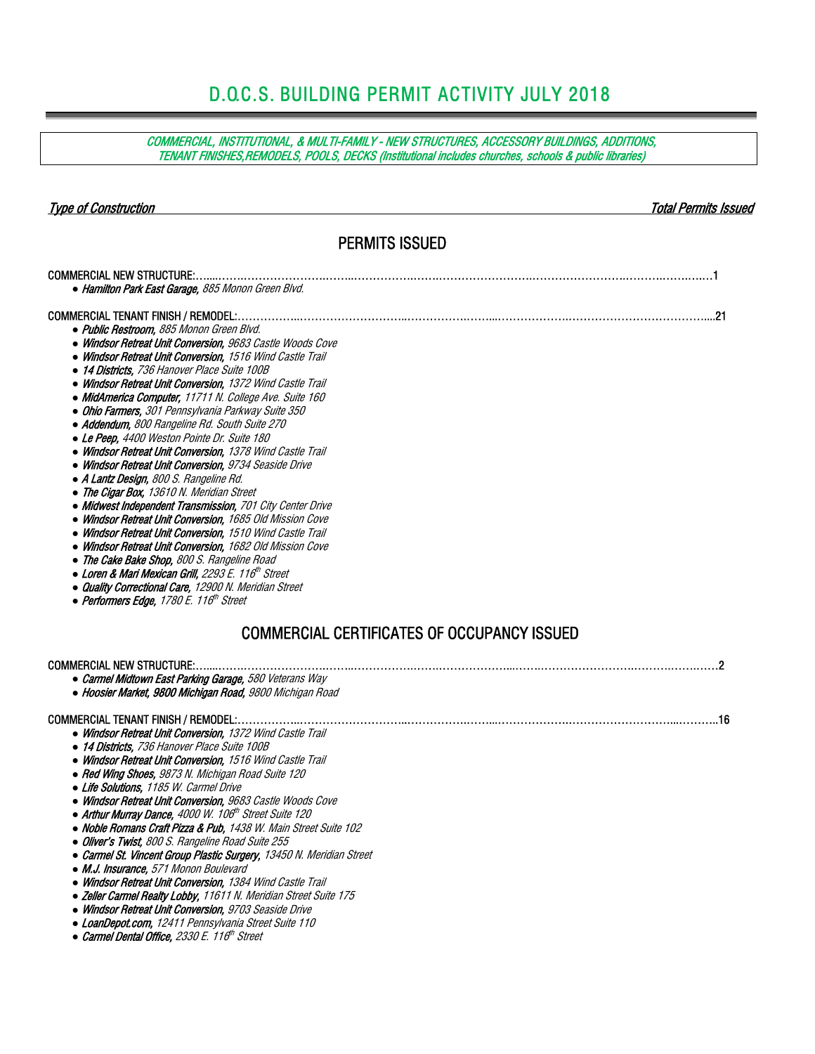# D.O.C.S. BUILDING PERMIT ACTIVITY JULY 2018

*COMMERCIAL, INSTITUTIONAL, & MULTI-FAMILY - NEW STRUCTURES, ACCESSORY BUILDINGS, ADDITIONS, TENANT FINISHES,REMODELS, POOLS, DECKS (Institutional includes churches, schools & public libraries)*

*Type of Construction* — *Total Permits Issued*

## PERMITS ISSUED

COMMERCIAL NEW STRUCTURE: 1

- ***Hamilton Park East Garage,*** *885 Monon Green Blvd.*

COMMERCIAL TENANT FINISH / REMODEL: 21

- ***Public Restroom,*** *885 Monon Green Blvd.*
- ***Windsor Retreat Unit Conversion,*** *9683 Castle Woods Cove*
- ***Windsor Retreat Unit Conversion,*** *1516 Wind Castle Trail*
- ***14 Districts,*** *736 Hanover Place Suite 100B*
- ***Windsor Retreat Unit Conversion,*** *1372 Wind Castle Trail*
- ***MidAmerica Computer,*** *11711 N. College Ave. Suite 160*
- ***Ohio Farmers,*** *301 Pennsylvania Parkway Suite 350*
- ***Addendum,*** *800 Rangeline Rd. South Suite 270*
- ***Le Peep,*** *4400 Weston Pointe Dr. Suite 180*
- ***Windsor Retreat Unit Conversion,*** *1378 Wind Castle Trail*
- ***Windsor Retreat Unit Conversion,*** *9734 Seaside Drive*
- ***A Lantz Design,*** *800 S. Rangeline Rd.*
- ***The Cigar Box,*** *13610 N. Meridian Street*
- ***Midwest Independent Transmission,*** *701 City Center Drive*
- ***Windsor Retreat Unit Conversion,*** *1685 Old Mission Cove*
- ***Windsor Retreat Unit Conversion,*** *1510 Wind Castle Trail*
- ***Windsor Retreat Unit Conversion,*** *1682 Old Mission Cove*
- ***The Cake Bake Shop,*** *800 S. Rangeline Road*
- ***Loren & Mari Mexican Grill,*** *2293 E. 116th Street*
- ***Quality Correctional Care,*** *12900 N. Meridian Street*
- ***Performers Edge,*** *1780 E. 116th Street*

## COMMERCIAL CERTIFICATES OF OCCUPANCY ISSUED

COMMERCIAL NEW STRUCTURE: 2

- ***Carmel Midtown East Parking Garage,*** *580 Veterans Way*
- ***Hoosier Market, 9800 Michigan Road,*** *9800 Michigan Road*

COMMERCIAL TENANT FINISH / REMODEL: 16

- ***Windsor Retreat Unit Conversion,*** *1372 Wind Castle Trail*
- ***14 Districts,*** *736 Hanover Place Suite 100B*
- ***Windsor Retreat Unit Conversion,*** *1516 Wind Castle Trail*
- ***Red Wing Shoes,*** *9873 N. Michigan Road Suite 120*
- ***Life Solutions,*** *1185 W. Carmel Drive*
- ***Windsor Retreat Unit Conversion,*** *9683 Castle Woods Cove*
- ***Arthur Murray Dance,*** *4000 W. 106th Street Suite 120*
- ***Noble Romans Craft Pizza & Pub,*** *1438 W. Main Street Suite 102*
- ***Oliver's Twist,*** *800 S. Rangeline Road Suite 255*
- ***Carmel St. Vincent Group Plastic Surgery,*** *13450 N. Meridian Street*
- ***M.J. Insurance,*** *571 Monon Boulevard*
- ***Windsor Retreat Unit Conversion,*** *1384 Wind Castle Trail*
- ***Zeller Carmel Realty Lobby,*** *11611 N. Meridian Street Suite 175*
- ***Windsor Retreat Unit Conversion,*** *9703 Seaside Drive*
- ***LoanDepot.com,*** *12411 Pennsylvania Street Suite 110*
- ***Carmel Dental Office,*** *2330 E. 116th Street*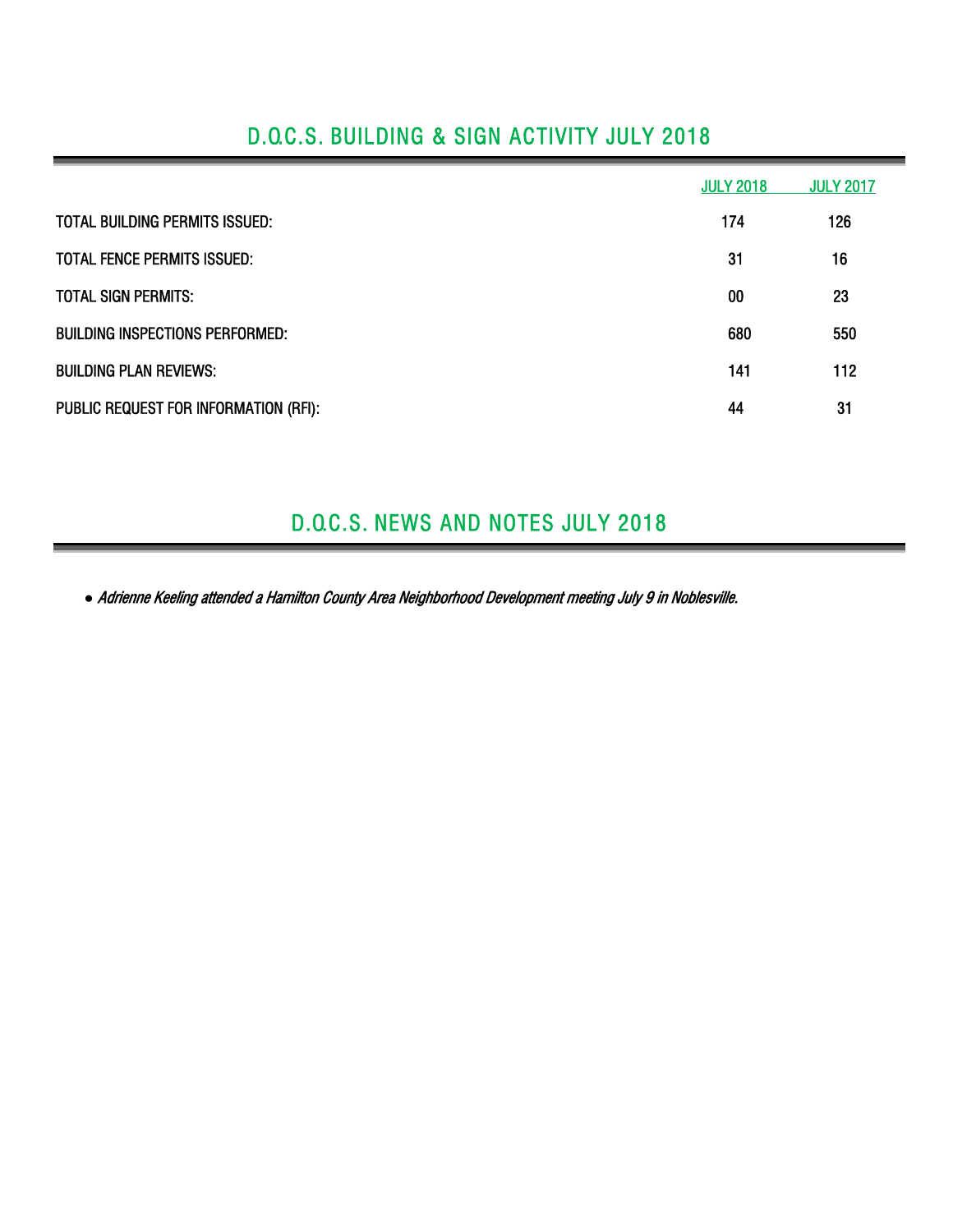## D.O.C.S. BUILDING & SIGN ACTIVITY JULY 2018

| | JULY 2018 | JULY 2017 |
|---|---|---|
| TOTAL BUILDING PERMITS ISSUED: | 174 | 126 |
| TOTAL FENCE PERMITS ISSUED: | 31 | 16 |
| TOTAL SIGN PERMITS: | 00 | 23 |
| BUILDING INSPECTIONS PERFORMED: | 680 | 550 |
| BUILDING PLAN REVIEWS: | 141 | 112 |
| PUBLIC REQUEST FOR INFORMATION (RFI): | 44 | 31 |

## D.O.C.S. NEWS AND NOTES JULY 2018

- *Adrienne Keeling attended a Hamilton County Area Neighborhood Development meeting July 9 in Noblesville.*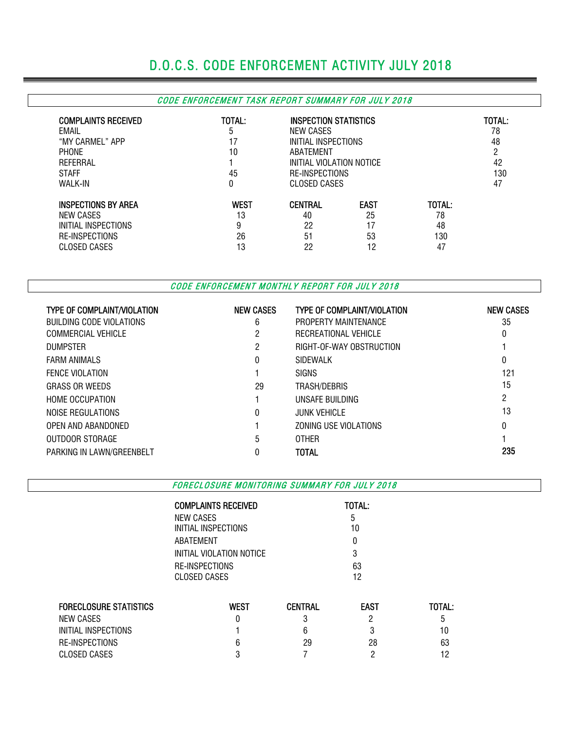# D.O.C.S. CODE ENFORCEMENT ACTIVITY JULY 2018

## *CODE ENFORCEMENT TASK REPORT SUMMARY FOR JULY 2018*

| COMPLAINTS RECEIVED | TOTAL: | INSPECTION STATISTICS | TOTAL: |
|---|---|---|---|
| EMAIL | 5 | NEW CASES | 78 |
| "MY CARMEL" APP | 17 | INITIAL INSPECTIONS | 48 |
| PHONE | 10 | ABATEMENT | 2 |
| REFERRAL | 1 | INITIAL VIOLATION NOTICE | 42 |
| STAFF | 45 | RE-INSPECTIONS | 130 |
| WALK-IN | 0 | CLOSED CASES | 47 |

| INSPECTIONS BY AREA | WEST | CENTRAL | EAST | TOTAL: |
|---|---|---|---|---|
| NEW CASES | 13 | 40 | 25 | 78 |
| INITIAL INSPECTIONS | 9 | 22 | 17 | 48 |
| RE-INSPECTIONS | 26 | 51 | 53 | 130 |
| CLOSED CASES | 13 | 22 | 12 | 47 |

## *CODE ENFORCEMENT MONTHLY REPORT FOR JULY 2018*

| TYPE OF COMPLAINT/VIOLATION | NEW CASES | TYPE OF COMPLAINT/VIOLATION | NEW CASES |
|---|---|---|---|
| BUILDING CODE VIOLATIONS | 6 | PROPERTY MAINTENANCE | 35 |
| COMMERCIAL VEHICLE | 2 | RECREATIONAL VEHICLE | 0 |
| DUMPSTER | 2 | RIGHT-OF-WAY OBSTRUCTION | 1 |
| FARM ANIMALS | 0 | SIDEWALK | 0 |
| FENCE VIOLATION | 1 | SIGNS | 121 |
| GRASS OR WEEDS | 29 | TRASH/DEBRIS | 15 |
| HOME OCCUPATION | 1 | UNSAFE BUILDING | 2 |
| NOISE REGULATIONS | 0 | JUNK VEHICLE | 13 |
| OPEN AND ABANDONED | 1 | ZONING USE VIOLATIONS | 0 |
| OUTDOOR STORAGE | 5 | OTHER | 1 |
| PARKING IN LAWN/GREENBELT | 0 | **TOTAL** | **235** |

## *FORECLOSURE MONITORING SUMMARY FOR JULY 2018*

| COMPLAINTS RECEIVED | TOTAL: |
|---|---|
| NEW CASES | 5 |
| INITIAL INSPECTIONS | 10 |
| ABATEMENT | 0 |
| INITIAL VIOLATION NOTICE | 3 |
| RE-INSPECTIONS | 63 |
| CLOSED CASES | 12 |

| FORECLOSURE STATISTICS | WEST | CENTRAL | EAST | TOTAL: |
|---|---|---|---|---|
| NEW CASES | 0 | 3 | 2 | 5 |
| INITIAL INSPECTIONS | 1 | 6 | 3 | 10 |
| RE-INSPECTIONS | 6 | 29 | 28 | 63 |
| CLOSED CASES | 3 | 7 | 2 | 12 |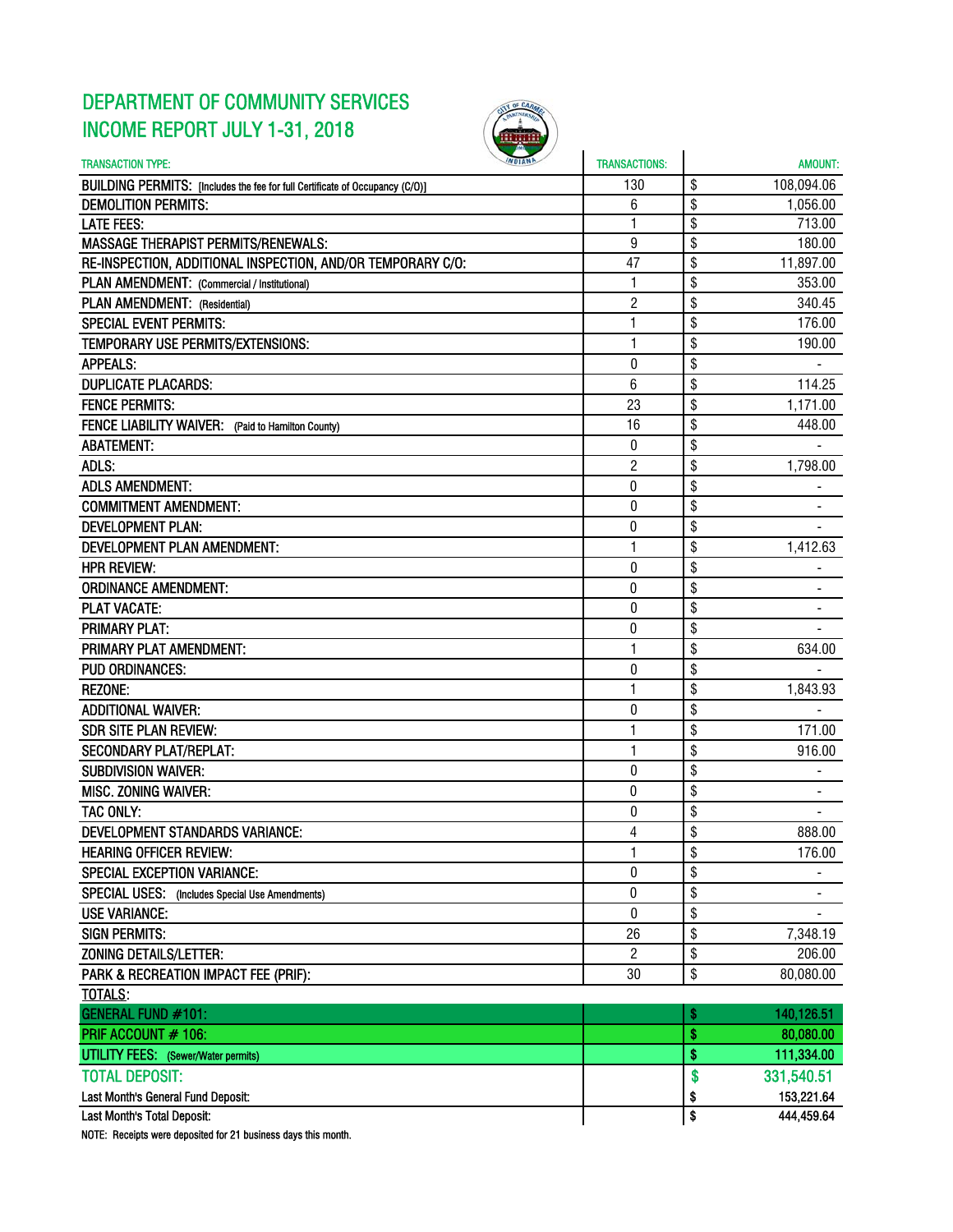# DEPARTMENT OF COMMUNITY SERVICES
# INCOME REPORT JULY 1-31, 2018

| TRANSACTION TYPE: | TRANSACTIONS: | AMOUNT: |
|---|---|---|
| BUILDING PERMITS: [Includes the fee for full Certificate of Occupancy (C/O)] | 130 | $ 108,094.06 |
| DEMOLITION PERMITS: | 6 | $ 1,056.00 |
| LATE FEES: | 1 | $ 713.00 |
| MASSAGE THERAPIST PERMITS/RENEWALS: | 9 | $ 180.00 |
| RE-INSPECTION, ADDITIONAL INSPECTION, AND/OR TEMPORARY C/O: | 47 | $ 11,897.00 |
| PLAN AMENDMENT: (Commercial / Institutional) | 1 | $ 353.00 |
| PLAN AMENDMENT: (Residential) | 2 | $ 340.45 |
| SPECIAL EVENT PERMITS: | 1 | $ 176.00 |
| TEMPORARY USE PERMITS/EXTENSIONS: | 1 | $ 190.00 |
| APPEALS: | 0 | $ - |
| DUPLICATE PLACARDS: | 6 | $ 114.25 |
| FENCE PERMITS: | 23 | $ 1,171.00 |
| FENCE LIABILITY WAIVER: (Paid to Hamilton County) | 16 | $ 448.00 |
| ABATEMENT: | 0 | $ - |
| ADLS: | 2 | $ 1,798.00 |
| ADLS AMENDMENT: | 0 | $ - |
| COMMITMENT AMENDMENT: | 0 | $ - |
| DEVELOPMENT PLAN: | 0 | $ - |
| DEVELOPMENT PLAN AMENDMENT: | 1 | $ 1,412.63 |
| HPR REVIEW: | 0 | $ - |
| ORDINANCE AMENDMENT: | 0 | $ - |
| PLAT VACATE: | 0 | $ - |
| PRIMARY PLAT: | 0 | $ - |
| PRIMARY PLAT AMENDMENT: | 1 | $ 634.00 |
| PUD ORDINANCES: | 0 | $ - |
| REZONE: | 1 | $ 1,843.93 |
| ADDITIONAL WAIVER: | 0 | $ - |
| SDR SITE PLAN REVIEW: | 1 | $ 171.00 |
| SECONDARY PLAT/REPLAT: | 1 | $ 916.00 |
| SUBDIVISION WAIVER: | 0 | $ - |
| MISC. ZONING WAIVER: | 0 | $ - |
| TAC ONLY: | 0 | $ - |
| DEVELOPMENT STANDARDS VARIANCE: | 4 | $ 888.00 |
| HEARING OFFICER REVIEW: | 1 | $ 176.00 |
| SPECIAL EXCEPTION VARIANCE: | 0 | $ - |
| SPECIAL USES: (Includes Special Use Amendments) | 0 | $ - |
| USE VARIANCE: | 0 | $ - |
| SIGN PERMITS: | 26 | $ 7,348.19 |
| ZONING DETAILS/LETTER: | 2 | $ 206.00 |
| PARK & RECREATION IMPACT FEE (PRIF): | 30 | $ 80,080.00 |
| TOTALS: | | |
| GENERAL FUND #101: | | $ 140,126.51 |
| PRIF ACCOUNT # 106: | | $ 80,080.00 |
| UTILITY FEES: (Sewer/Water permits) | | $ 111,334.00 |
| TOTAL DEPOSIT: | | $ 331,540.51 |
| Last Month's General Fund Deposit: | | $ 153,221.64 |
| Last Month's Total Deposit: | | $ 444,459.64 |

NOTE: Receipts were deposited for 21 business days this month.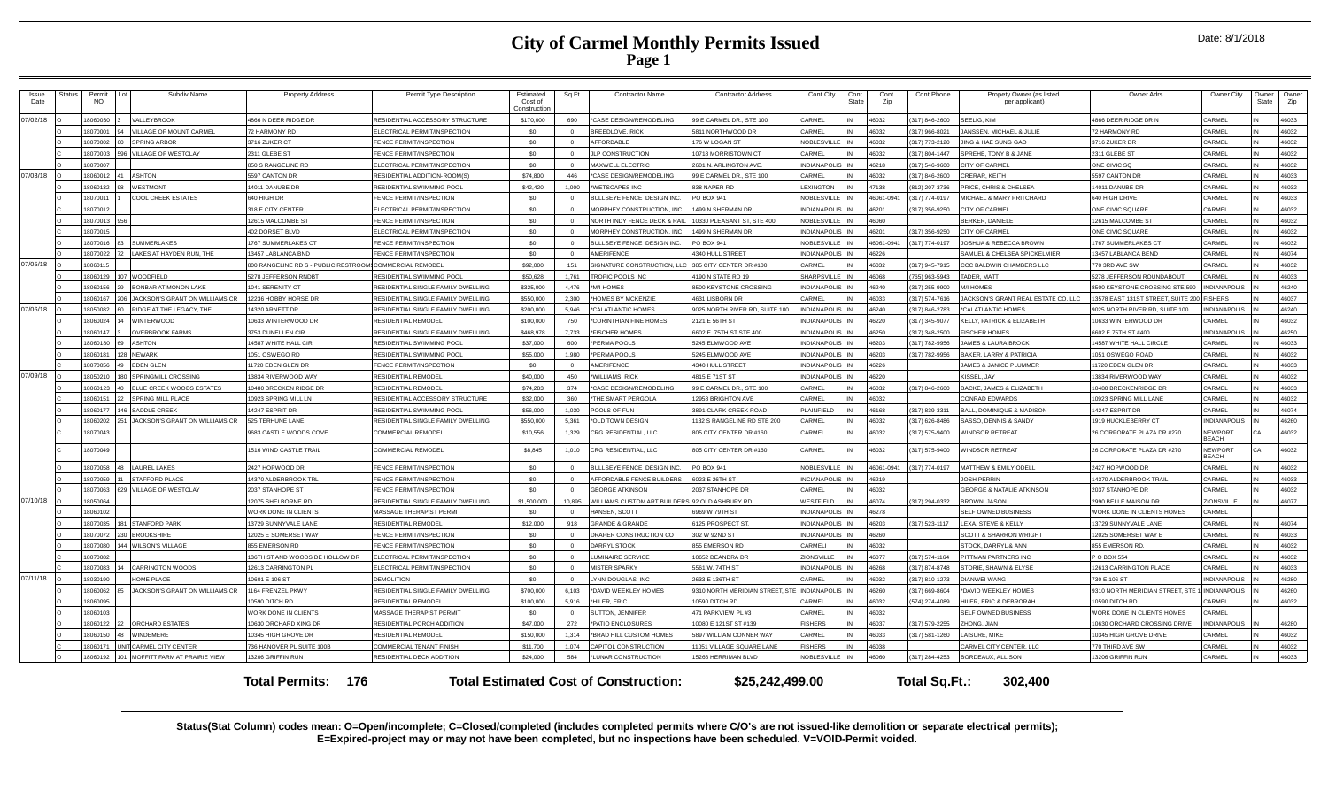# City of Carmel Monthly Permits Issued

## Page 1

Date: 8/1/2018

| Issue Date | Status | Permit NO | Lot | Subdiv Name | Property Address | Permit Type Description | Estimated Cost of Construction | Sq Ft | Contractor Name | Contractor Address | Cont.City | Cont. State | Cont. Zip | Cont.Phone | Propety Owner (as listed per applicant) | Owner Adrs | Owner City | Owner State | Owner Zip |
|---|---|---|---|---|---|---|---|---|---|---|---|---|---|---|---|---|---|---|---|
| 07/02/18 | O | 18060030 | 3 | VALLEYBROOK | 4866 N DEER RIDGE DR | RESIDENTIAL ACCESSORY STRUCTURE | $170,000 | 690 | *CASE DESIGN/REMODELING | 99 E CARMEL DR., STE 100 | CARMEL | IN | 46032 | (317) 846-2600 | SEELIG, KIM | 4866 DEER RIDGE DR N | CARMEL | IN | 46033 |
| | O | 18070001 | 94 | VILLAGE OF MOUNT CARMEL | 72 HARMONY RD | ELECTRICAL PERMIT/INSPECTION | $0 | 0 | BREEDLOVE, RICK | 5811 NORTHWOOD DR | CARMEL | IN | 46032 | (317) 966-8021 | JANSSEN, MICHAEL & JULIE | 72 HARMONY RD | CARMEL | IN | 46032 |
| | O | 18070002 | 60 | SPRING ARBOR | 3716 ZUKER CT | FENCE PERMIT/INSPECTION | $0 | 0 | AFFORDABLE | 176 W LOGAN ST | NOBLESVILLE | IN | 46032 | (317) 773-2120 | JING & HAE SUNG GAO | 3716 ZUKER DR | CARMEL | IN | 46032 |
| | C | 18070003 | 596 | VILLAGE OF WESTCLAY | 2311 GLEBE ST | FENCE PERMIT/INSPECTION | $0 | 0 | JLP CONSTRUCTION | 10718 MORRISTOWN CT | CARMEL | IN | 46032 | (317) 804-1447 | SPREHE, TONY B & JANE | 2311 GLEBE ST | CARMEL | IN | 46032 |
| | O | 18070007 | | | 850 S RANGELINE RD | ELECTRICAL PERMIT/INSPECTION | $0 | 0 | MAXWELL ELECTRIC | 2601 N. ARLINGTON AVE. | INDIANAPOLIS | IN | 46218 | (317) 546-9600 | CITY OF CARMEL | ONE CIVIC SQ | CARMEL | IN | 46032 |
| 07/03/18 | O | 18060012 | 41 | ASHTON | 5597 CANTON DR | RESIDENTIAL ADDITION-ROOM(S) | $74,800 | 446 | *CASE DESIGN/REMODELING | 99 E CARMEL DR., STE 100 | CARMEL | IN | 46032 | (317) 846-2600 | CRERAR, KEITH | 5597 CANTON DR | CARMEL | IN | 46033 |
| | O | 18060132 | 98 | WESTMONT | 14011 DANUBE DR | RESIDENTIAL SWIMMING POOL | $42,420 | 1,000 | *WETSCAPES INC | 838 NAPER RD | LEXINGTON | IN | 47138 | (812) 207-3736 | PRICE, CHRIS & CHELSEA | 14011 DANUBE DR | CARMEL | IN | 46032 |
| | O | 18070011 | 1 | COOL CREEK ESTATES | 640 HIGH DR | FENCE PERMIT/INSPECTION | $0 | 0 | BULLSEYE FENCE DESIGN INC. | PO BOX 941 | NOBLESVILLE | IN | 46061-0941 | (317) 774-0197 | MICHAEL & MARY PRITCHARD | 640 HIGH DRIVE | CARMEL | IN | 46033 |
| | O | 18070012 | | | 318 E CITY CENTER | ELECTRICAL PERMIT/INSPECTION | $0 | 0 | MORPHEY CONSTRUCTION, INC | 1499 N SHERMAN DR | INDIANAPOLIS | IN | 46201 | (317) 356-9250 | CITY OF CARMEL | ONE CIVIC SQUARE | CARMEL | IN | 46032 |
| | O | 18070013 | 956 | | 12615 MALCOMBE ST | FENCE PERMIT/INSPECTION | $0 | 0 | NORTH INDY FENCE DECK & RAIL | 10330 PLEASANT ST, STE 400 | NOBLESVILLE | IN | 46060 | | BERKER, DANIELE | 12615 MALCOMBE ST | CARMEL | IN | 46032 |
| | C | 18070015 | | | 402 DORSET BLVD | ELECTRICAL PERMIT/INSPECTION | $0 | 0 | MORPHEY CONSTRUCTION, INC | 1499 N SHERMAN DR | INDIANAPOLIS | IN | 46201 | (317) 356-9250 | CITY OF CARMEL | ONE CIVIC SQUARE | CARMEL | IN | 46032 |
| | O | 18070016 | 83 | SUMMERLAKES | 1767 SUMMERLAKES CT | FENCE PERMIT/INSPECTION | $0 | 0 | BULLSEYE FENCE DESIGN INC. | PO BOX 941 | NOBLESVILLE | IN | 46061-0941 | (317) 774-0197 | JOSHUA & REBECCA BROWN | 1767 SUMMERLAKES CT | CARMEL | IN | 46032 |
| | O | 18070022 | 72 | LAKES AT HAYDEN RUN, THE | 13457 LABLANCA BND | FENCE PERMIT/INSPECTION | $0 | 0 | AMERIFENCE | 4340 HULL STREET | INDIANAPOLIS | IN | 46226 | | SAMUEL & CHELSEA SPICKELMIER | 13457 LABLANCA BEND | CARMEL | IN | 46074 |
| 07/05/18 | O | 18060115 | | | 800 RANGELINE RD S - PUBLIC RESTROOMS | COMMERCIAL REMODEL | $92,000 | 151 | SIGNATURE CONSTRUCTION, LLC | 385 CITY CENTER DR #100 | CARMEL | IN | 46032 | (317) 945-7915 | CCC BALDWIN CHAMBERS LLC | 770 3RD AVE SW | CARMEL | IN | 46032 |
| | O | 18060129 | 107 | WOODFIELD | 5278 JEFFERSON RNDBT | RESIDENTIAL SWIMMING POOL | $50,628 | 1,761 | TROPIC POOLS INC | 4190 N STATE RD 19 | SHARPSVILLE | IN | 46068 | (765) 963-5943 | TADER, MATT | 5278 JEFFERSON ROUNDABOUT | CARMEL | IN | 46033 |
| | O | 18060156 | 29 | BONBAR AT MONON LAKE | 1041 SERENITY CT | RESIDENTIAL SINGLE FAMILY DWELLING | $325,000 | 4,476 | *M/I HOMES | 8500 KEYSTONE CROSSING | INDIANAPOLIS | IN | 46240 | (317) 255-9900 | M/I HOMES | 8500 KEYSTONE CROSSING STE 590 | INDIANAPOLIS | IN | 46240 |
| | O | 18060167 | 206 | JACKSON'S GRANT ON WILLIAMS CR | 12236 HOBBY HORSE DR | RESIDENTIAL SINGLE FAMILY DWELLING | $550,000 | 2,300 | *HOMES BY MCKENZIE | 4631 LISBORN DR | CARMEL | IN | 46033 | (317) 574-7616 | JACKSON'S GRANT REAL ESTATE CO. LLC | 13578 EAST 131ST STREET, SUITE 200 | FISHERS | IN | 46037 |
| 07/06/18 | O | 18050082 | 60 | RIDGE AT THE LEGACY, THE | 14320 ARNETT DR | RESIDENTIAL SINGLE FAMILY DWELLING | $200,000 | 5,946 | *CALATLANTIC HOMES | 9025 NORTH RIVER RD, SUITE 100 | INDIANAPOLIS | IN | 46240 | (317) 846-2783 | *CALATLANTIC HOMES | 9025 NORTH RIVER RD, SUITE 100 | INDIANAPOLIS | IN | 46240 |
| | O | 18060024 | 14 | WINTERWOOD | 10633 WINTERWOOD DR | RESIDENTIAL REMODEL | $100,000 | 750 | *CORINTHIAN FINE HOMES | 2121 E 56TH ST | INDIANAPOLIS | IN | 46220 | (317) 345-9077 | KELLY, PATRICK & ELIZABETH | 10633 WINTERWOOD DR | CARMEL | IN | 46032 |
| | O | 18060147 | 3 | OVERBROOK FARMS | 3753 DUNELLEN CIR | RESIDENTIAL SINGLE FAMILY DWELLING | $468,978 | 7,733 | *FISCHER HOMES | 6602 E. 75TH ST STE 400 | INDIANAPOLIS | IN | 46250 | (317) 348-2500 | FISCHER HOMES | 6602 E 75TH ST #400 | INDIANAPOLIS | IN | 46250 |
| | O | 18060180 | 69 | ASHTON | 14587 WHITE HALL CIR | RESIDENTIAL SWIMMING POOL | $37,000 | 600 | *PERMA POOLS | 5245 ELMWOOD AVE | INDIANAPOLIS | IN | 46203 | (317) 782-9956 | JAMES & LAURA BROCK | 14587 WHITE HALL CIRCLE | CARMEL | IN | 46033 |
| | O | 18060181 | 128 | NEWARK | 1051 OSWEGO RD | RESIDENTIAL SWIMMING POOL | $55,000 | 1,980 | *PERMA POOLS | 5245 ELMWOOD AVE | INDIANAPOLIS | IN | 46203 | (317) 782-9956 | BAKER, LARRY & PATRICIA | 1051 OSWEGO ROAD | CARMEL | IN | 46032 |
| | C | 18070056 | 49 | EDEN GLEN | 11720 EDEN GLEN DR | FENCE PERMIT/INSPECTION | $0 | 0 | AMERIFENCE | 4340 HULL STREET | INDIANAPOLIS | IN | 46226 | | JAMES & JANICE PLUMMER | 11720 EDEN GLEN DR | CARMEL | IN | 46033 |
| 07/09/18 | O | 18050210 | 180 | SPRINGMILL CROSSING | 13834 RIVERWOOD WAY | RESIDENTIAL REMODEL | $40,000 | 450 | *WILLIAMS, RICK | 4815 E 71ST ST | INDIANAPOLIS | IN | 46220 | | KISSEL, JAY | 13834 RIVERWOOD WAY | CARMEL | IN | 46032 |
| | O | 18060123 | 40 | BLUE CREEK WOODS ESTATES | 10480 BRECKEN RIDGE DR | RESIDENTIAL REMODEL | $74,283 | 374 | *CASE DESIGN/REMODELING | 99 E CARMEL DR., STE 100 | CARMEL | IN | 46032 | (317) 846-2600 | BACKE, JAMES & ELIZABETH | 10480 BRECKENRIDGE DR | CARMEL | IN | 46033 |
| | O | 18060151 | 22 | SPRING MILL PLACE | 10923 SPRING MILL LN | RESIDENTIAL ACCESSORY STRUCTURE | $32,000 | 360 | *THE SMART PERGOLA | 12958 BRIGHTON AVE | CARMEL | IN | 46032 | | CONRAD EDWARDS | 10923 SPRING MILL LANE | CARMEL | IN | 46032 |
| | O | 18060177 | 146 | SADDLE CREEK | 14247 ESPRIT DR | RESIDENTIAL SWIMMING POOL | $56,000 | 1,030 | POOLS OF FUN | 3891 CLARK CREEK ROAD | PLAINFIELD | IN | 46168 | (317) 839-3311 | BALL, DOMINIQUE & MADISON | 14247 ESPRIT DR | CARMEL | IN | 46074 |
| | O | 18060202 | 251 | JACKSON'S GRANT ON WILLIAMS CR | 525 TERHUNE LANE | RESIDENTIAL SINGLE FAMILY DWELLING | $550,000 | 5,361 | *OLD TOWN DESIGN | 1132 S RANGELINE RD STE 200 | CARMEL | IN | 46032 | (317) 626-8486 | SASSO, DENNIS & SANDY | 1919 HUCKLEBERRY CT | INDIANAPOLIS | IN | 46260 |
| | C | 18070043 | | | 9683 CASTLE WOODS COVE | COMMERCIAL REMODEL | $10,556 | 1,329 | CRG RESIDENTIAL, LLC | 805 CITY CENTER DR #160 | CARMEL | IN | 46032 | (317) 575-9400 | WINDSOR RETREAT | 26 CORPORATE PLAZA DR #270 | NEWPORT BEACH | CA | 46032 |
| | C | 18070049 | | | 1516 WIND CASTLE TRAIL | COMMERCIAL REMODEL | $8,845 | 1,010 | CRG RESIDENTIAL, LLC | 805 CITY CENTER DR #160 | CARMEL | IN | 46032 | (317) 575-9400 | WINDSOR RETREAT | 26 CORPORATE PLAZA DR #270 | NEWPORT BEACH | CA | 46032 |
| | O | 18070058 | 48 | LAUREL LAKES | 2427 HOPWOOD DR | FENCE PERMIT/INSPECTION | $0 | 0 | BULLSEYE FENCE DESIGN INC. | PO BOX 941 | NOBLESVILLE | IN | 46061-0941 | (317) 774-0197 | MATTHEW & EMILY ODELL | 2427 HOPWOOD DR | CARMEL | IN | 46032 |
| | O | 18070059 | 11 | STAFFORD PLACE | 14370 ALDERBROOK TRL | FENCE PERMIT/INSPECTION | $0 | 0 | AFFORDABLE FENCE BUILDERS | 6023 E 26TH ST | INDIANAPOLIS | IN | 46219 | | JOSH PERRIN | 14370 ALDERBROOK TRAIL | CARMEL | IN | 46033 |
| | O | 18070063 | 629 | VILLAGE OF WESTCLAY | 2037 STANHOPE ST | FENCE PERMIT/INSPECTION | $0 | 0 | GEORGE ATKINSON | 2037 STANHOPE DR | CARMEL | IN | 46032 | | GEORGE & NATALIE ATKINSON | 2037 STANHOPE DR | CARMEL | IN | 46032 |
| 07/10/18 | O | 18050064 | | | 12075 SHELBORNE RD | RESIDENTIAL SINGLE FAMILY DWELLING | $1,500,000 | 10,895 | WILLIAMS CUSTOM ART BUILDERS | 92 OLD ASHBURY RD | WESTFIELD | IN | 46074 | (317) 294-0332 | BROWN, JASON | 2990 BELLE MAISON DR | ZIONSVILLE | IN | 46077 |
| | O | 18060102 | | | WORK DONE IN CLIENTS | MASSAGE THERAPIST PERMIT | $0 | 0 | HANSEN, SCOTT | 6969 W 79TH ST | INDIANAPOLIS | IN | 46278 | | SELF OWNED BUSINESS | WORK DONE IN CLIENTS HOMES | CARMEL | | |
| | O | 18070035 | 181 | STANFORD PARK | 13729 SUNNYVALE LANE | RESIDENTIAL REMODEL | $12,000 | 918 | GRANDE & GRANDE | 6125 PROSPECT ST. | INDIANAPOLIS | IN | 46203 | (317) 523-1117 | LEXA, STEVE & KELLY | 13729 SUNNYVALE LANE | CARMEL | IN | 46074 |
| | O | 18070072 | 230 | BROOKSHIRE | 12025 E SOMERSET WAY | FENCE PERMIT/INSPECTION | $0 | 0 | DRAPER CONSTRUCTION CO | 302 W 92ND ST | INDIANAPOLIS | IN | 46260 | | SCOTT & SHARRON WRIGHT | 12025 SOMERSET WAY E | CARMEL | IN | 46033 |
| | O | 18070080 | 144 | WILSON'S VILLAGE | 855 EMERSON RD | FENCE PERMIT/INSPECTION | $0 | 0 | DARRYL STOCK | 855 EMERSON RD | CARMELI | IN | 46032 | | STOCK, DARRYL & ANN | 855 EMERSON RD. | CARMEL | IN | 46032 |
| | O | 18070082 | | | 136TH ST AND WOODSIDE HOLLOW DR | ELECTRICAL PERMIT/INSPECTION | $0 | 0 | LUMINAIRE SERVICE | 10652 DEANDRA DR | ZIONSVILLE | IN | 46077 | (317) 574-1164 | PITTMAN PARTNERS INC | P O BOX 554 | CARMEL | IN | 46082 |
| | O | 18070083 | 14 | CARRINGTON WOODS | 12613 CARRINGTON PL | ELECTRICAL PERMIT/INSPECTION | $0 | 0 | MISTER SPARKY | 5561 W. 74TH ST | INDIANAPOLIS | IN | 46268 | (317) 874-8748 | STORIE, SHAWN & ELYSE | 12613 CARRINGTON PLACE | CARMEL | IN | 46033 |
| 07/11/18 | O | 18030190 | | HOME PLACE | 10601 E 106 ST | DEMOLITION | $0 | 0 | LYNN-DOUGLAS, INC | 2633 E 136TH ST | CARMEL | IN | 46032 | (317) 810-1273 | DIANWEI WANG | 730 E 106 ST | INDIANAPOLIS | IN | 46280 |
| | O | 18060062 | 85 | JACKSON'S GRANT ON WILLIAMS CR | 1164 FRENZEL PKWY | RESIDENTIAL SINGLE FAMILY DWELLING | $700,000 | 6,103 | *DAVID WEEKLEY HOMES | 9310 NORTH MERIDIAN STREET, STE | INDIANAPOLIS | IN | 46260 | (317) 669-8604 | *DAVID WEEKLEY HOMES | 9310 NORTH MERIDIAN STREET, STE 1 | INDIANAPOLIS | IN | 46260 |
| | O | 18060095 | | | 10590 DITCH RD | RESIDENTIAL REMODEL | $100,000 | 5,916 | *HILER, ERIC | 10590 DITCH RD | CARMEL | IN | 46032 | (574) 274-4089 | HILER, ERIC & DEBRORAH | 10590 DITCH RD | CARMEL | IN | 46032 |
| | O | 18060103 | | | WORK DONE IN CLIENTS | MASSAGE THERAPIST PERMIT | $0 | 0 | SUTTON, JENNIFER | 471 PARKVIEW PL #3 | CARMEL | IN | 46032 | | SELF OWNED BUSINESS | WORK DONE IN CLIENTS HOMES | CARMEL | | |
| | O | 18060122 | 22 | ORCHARD ESTATES | 10630 ORCHARD XING DR | RESIDENTIAL PORCH ADDITION | $47,000 | 272 | *PATIO ENCLOSURES | 10080 E 121ST ST #139 | FISHERS | IN | 46037 | (317) 579-2255 | ZHONG, JIAN | 10630 ORCHARD CROSSING DRIVE | INDIANAPOLIS | IN | 46280 |
| | O | 18060150 | 48 | WINDEMERE | 10345 HIGH GROVE DR | RESIDENTIAL REMODEL | $150,000 | 1,314 | *BRAD HILL CUSTOM HOMES | 5897 WILLIAM CONNER WAY | CARMEL | IN | 46033 | (317) 581-1260 | LAISURE, MIKE | 10345 HIGH GROVE DRIVE | CARMEL | IN | 46032 |
| | C | 18060171 | UNIT | CARMEL CITY CENTER | 736 HANOVER PL SUITE 100B | COMMERCIAL TENANT FINISH | $11,700 | 1,074 | CAPITOL CONSTRUCTION | 11051 VILLAGE SQUARE LANE | FISHERS | IN | 46038 | | CARMEL CITY CENTER, LLC | 770 THIRD AVE SW | CARMEL | IN | 46032 |
| | O | 18060192 | 101 | MOFFITT FARM AT PRAIRIE VIEW | 13206 GRIFFIN RUN | RESIDENTIAL DECK ADDITION | $24,000 | 584 | *LUNAR CONSTRUCTION | 15266 HERRIMAN BLVD | NOBLESVILLE | IN | 46060 | (317) 284-4253 | BORDEAUX, ALLISON | 13206 GRIFFIN RUN | CARMEL | IN | 46033 |

**Total Permits: 176** **Total Estimated Cost of Construction: $25,242,499.00** **Total Sq.Ft.: 302,400**

**Status(Stat Column) codes mean: O=Open/incomplete; C=Closed/completed (includes completed permits where C/O's are not issued-like demolition or separate electrical permits); E=Expired-project may or may not have been completed, but no inspections have been scheduled. V=VOID-Permit voided.**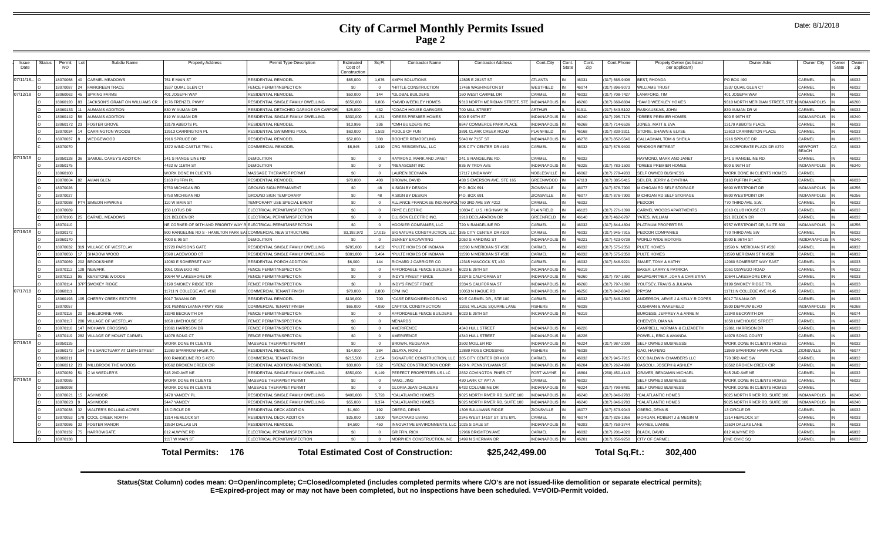# City of Carmel Monthly Permits Issued
## Page 2

Date: 8/1/2018

| Issue Date | Status | Permit NO | Lot | Subdiv Name | Property Address | Permit Type Description | Estimated Cost of Construction | Sq Ft | Contractor Name | Contractor Address | Cont.City | Cont. State | Cont. Zip | Cont.Phone | Propety Owner (as listed per applicant) | Owner Adrs | Owner City | Owner State | Owner Zip |
|---|---|---|---|---|---|---|---|---|---|---|---|---|---|---|---|---|---|---|---|
| 07/11/18... | O | 18070068 | 40 | CARMEL MEADOWS | 751 E MAIN ST | RESIDENTIAL REMODEL | $65,000 | 1,676 | AMPN SOLUTIONS | 12895 E 281ST ST | ATLANTA | IN | 46031 | (317) 565-9406 | BEST, RHONDA | PO BOX 490 | CARMEL | IN | 46032 |
| | O | 18070087 | 24 | FAIRGREEN TRACE | 1537 QUIAL GLEN CT | FENCE PERMIT/INSPECTION | $0 | 0 | *HITTLE CONSTRUCTION | 17466 WASHINGTON ST | WESTFIELD | IN | 46074 | (317) 896-9073 | WILLIAMS TRUST | 1537 QUAIL GLEN CT | CARMEL | IN | 46032 |
| 07/12/18 | O | 18060063 | 45 | SPRING FARMS | 401 JOSEPH WAY | RESIDENTIAL REMODEL | $50,000 | 144 | *GLOBAL BUILDERS | 160 WEST CARMEL DR | CARMEL | IN | 46032 | (317) 708-7427 | LANKFORD, TIM | 401 JOSEPH WAY | CARMEL | IN | 46032 |
| | O | 18060120 | 83 | JACKSON'S GRANT ON WILLIAMS CR | 1176 FRENZEL PKWY | RESIDENTIAL SINGLE FAMILY DWELLING | $650,000 | 6,806 | *DAVID WEEKLEY HOMES | 9310 NORTH MERIDIAN STREET, STE | INDIANAPOLIS | IN | 46260 | (317) 669-8604 | *DAVID WEEKLEY HOMES | 9310 NORTH MERIDIAN STREET, STE 1 | INDIANAPOLIS | IN | 46260 |
| | O | 18060133 | 11 | AUMAN'S ADDITION | 830 W AUMAN DR | RESIDENTIAL DETACHED GARAGE OR CARPOR | $25,000 | 432 | *COACH HOUSE GARAGES | 700 MILL STREET | ARTHUR | IL | 61911 | (217) 543-5102 | RASKAUSKAS, JOHN | 830 AUMAN DR W | CARMEL | IN | 46032 |
| | O | 18060142 | 56 | AUMAN'S ADDITION | 819 W AUMAN DR | RESIDENTIAL SINGLE FAMILY DWELLING | $330,000 | 6,131 | *DREES PREMIER HOMES | 900 E 96TH ST | INDIANAPOLIS | IN | 46240 | (317) 295-7176 | *DREES PREMIER HOMES | 900 E 96TH ST | INDIANAPOLIS | IN | 46240 |
| | O | 18060172 | 23 | FOSTER GROVE | 13179 ABBOTS PL | RESIDENTIAL REMODEL | $13,996 | 336 | *CMH BUILDERS INC | 8847 COMMERCE PARK PLACE | INDIANAPOLIS | IN | 46268 | (317) 714-6536 | JONES, MATT & EVA | 13179 ABBOTS PLACE | CARMEL | IN | 46033 |
| | O | 18070034 | 14 | CARRINGTON WOODS | 12613 CARRINGTON PL | RESIDENTIAL SWIMMING POOL | $63,000 | 1,593 | POOLS OF FUN | 3891 CLARK CREEK ROAD | PLAINFIELD | IN | 46168 | (317) 839-3311 | STORIE, SHAWN & ELYSE | 12613 CARRINGTON PLACE | CARMEL | IN | 46033 |
| | O | 18070037 | 8 | WEDGEWOOD | 1916 SPRUCE DR | RESIDENTIAL REMODEL | $52,000 | 300 | BOOHER REMODELING | 5840 W 71ST ST | INDIANAPOLIS | IN | 46278 | (317) 852-5546 | CALLAGHAN, TOM & SHEILA | 1916 SPRUCE DR | CARMEL | IN | 46032 |
| | C | 18070070 | | | 1372 WIND CASTLE TRAIL | COMMERCIAL REMODEL | $8,845 | 1,010 | CRG RESIDENTIAL, LLC | 805 CITY CENTER DR #160 | CARMEL | IN | 46032 | (317) 575-9400 | WINDSOR RETREAT | 26 CORPORATE PLAZA DR #270 | NEWPORT BEACH | CA | 46032 |
| 07/13/18 | O | 18050128 | 36 | SAMUEL CAREY'S ADDITION | 241 S RANGE LINE RD | DEMOLITION | $0 | 0 | RAYMOND, MARK AND JANET | 241 S RANGELINE RD. | CARMEL | IN | 46032 | | RAYMOND, MARK AND JANET | 241 S RANGELINE RD. | CARMEL | IN | 46032 |
| | O | 18050175 | | | 4432 W 116TH ST | DEMOLITION | $0 | 0 | *RENASCENT INC | 935 W TROY AVE | INDIANAPOLIS | IN | 46225 | (317) 783-1500 | *DREES PREMIER HOMES | 900 E 96TH ST | INDIANAPOLIS | IN | 46240 |
| | O | 18060100 | | | WORK DONE IN CLIENTS | MASSAGE THERAPIST PERMIT | $0 | 0 | LAUREN BECHARA | 17117 LINDA WAY | NOBLESVILLE | IN | 46062 | (317) 279-4933 | SELF OWNED BUSINESS | WORK DONE IN CLIENTS HOMES | CARMEL | | |
| | O | 18070004 | 82 | AVIAN GLEN | 5163 PUFFIN PL | RESIDENTIAL REMODEL | $70,000 | 400 | BROWN, DAVID | 438 S EMERSON AVE, STE 165 | GREENWOOD | IN | 47113 | (317) 385-5415 | SEILER, JERRY & CYNTHIA | 5163 PUFFIN PLACE | CARMEL | IN | 46033 |
| | O | 18070026 | | | 9750 MICHIGAN RD | GROUND SIGN PERMANENT | $0 | 48 | A SIGN BY DESIGN | P.O. BOX 691 | ZIONSVILLE | IN | 46077 | (317) 876-7900 | MICHIGAN RD SELF STORAGE | 9800 WESTPOINT DR | INDIANAPOLIS | IN | 46256 |
| | O | 18070027 | | | 9750 MICHIGAN RD | GROUND SIGN TEMPORARY | $0 | 48 | A SIGN BY DESIGN | P.O. BOX 691 | ZIONSVILLE | IN | 46077 | (317) 876-7900 | MICHIGAN RD SELF STORAGE | 9800 WESTPOINT DR | INDIANAPOLIS | IN | 46256 |
| | O | 18070088 | PT4 | SIMEON HAWKINS | 110 W MAIN ST | TEMPORARY USE SPECIAL EVENT | $0 | 0 | ALLIANCE FRANCAISE INDIANAPOL | 760 3RD AVE SW #212 | CARMEL | IN | 46032 | | PEDCOR | 770 THIRD AVE. S.W. | CARMEL | IN | 46032 |
| | O | 18070089 | | | 158 LOTUS DR | ELECTRICAL PERMIT/INSPECTION | $0 | 0 | FRYE ELECTRIC | 10834 E. U.S. HIGHWAY 36 | PLAINFIELD | IN | 46123 | (317) 271-1099 | CARMEL WOODS APARTMENTS | 1010 CLUB HOUSE CT | CARMEL | IN | 46032 |
| | C | 18070106 | 25 | CARMEL MEADOWS | 221 BELDEN DR | ELECTRICAL PERMIT/INSPECTION | $0 | 0 | ELLISON ELECTRIC INC. | 1918 DECLARATION DR | GREENFIELD | IN | 46140 | (317) 462-6787 | YATES, WILLIAM | 221 BELDEN DR | CARMEL | IN | 46032 |
| | O | 18070110 | | | NE CORNER OF 96TH AND PRIORITY WAY R | ELECTRICAL PERMIT/INSPECTION | $0 | 0 | HOOSIER COMPANIES, LLC | 720 N RANGELINE RD | CARMEL | IN | 46032 | (317) 844-4604 | PLATINUM PROPERTIES | 9757 WESTPOINT DR, SUITE 600 | INDIANAPOLIS | IN | 46256 |
| 07/16/18 | O | 18030172 | | | 800 RANGELINE RD S - HAMILTON PARK EA | COMMERCIAL NEW STRUCTURE | $3,192,972 | 17,015 | SIGNATURE CONSTRUCTION, LLC | 385 CITY CENTER DR #100 | CARMEL | IN | 46032 | (317) 945-7915 | PEDCOR COMPANIES | 770 THIRD AVE SW | CARMEL | IN | 46032 |
| | O | 18060170 | | | 4000 E 96 ST | DEMOLITION | $0 | 0 | DENNEY EXCAVATING | 2050 S HARDING ST | INDIANAPOLIS | IN | 46221 | (317) 423-0738 | WORLD WIDE MOTORS | 3900 E 96TH ST | INDIDANAPOLIS | IN | 46240 |
| | O | 18070032 | 319 | VILLAGE OF WESTCLAY | 12720 PARSONS GATE | RESIDENTIAL SINGLE FAMILY DWELLING | $785,000 | 8,452 | *PULTE HOMES OF INDIANA | 11590 N MERIDIAN ST #530 | CARMEL | IN | 46032 | (317) 575-2350 | PULTE HOMES | 11590 N. MERIDIAN ST #530 | CARMEL | IN | 46032 |
| | O | 18070050 | 17 | SHADOW WOOD | 2598 LACEWOOD CT | RESIDENTIAL SINGLE FAMILY DWELLING | $381,000 | 3,484 | *PULTE HOMES OF INDIANA | 11590 N MERIDIAN ST #530 | CARMEL | IN | 46032 | (317) 575-2350 | PULTE HOMES | 11590 MERIDIAN ST N #530 | CARMEL | IN | 46032 |
| | O | 18070069 | 202 | BROOKSHIRE | 12060 E SOMERSET WAY | RESIDENTIAL PORCH ADDITION | $6,000 | 144 | RICHARD J CARRIGER CO | 12315 HANCOCK ST, #30 | CARMEL | IN | 46032 | (317) 846-9221 | SMART, TONY & KATHY | 12060 SOMERSET WAY EAST | CARMEL | IN | 46033 |
| | O | 18070112 | 128 | NEWARK | 1051 OSWEGO RD | FENCE PERMIT/INSPECTION | $0 | 0 | AFFORDABLE FENCE BUILDERS | 6023 E 26TH ST | INCIANAPOLIS | IN | 46219 | | BAKER, LARRY & PATRICIA | 1051 OSWEGO ROAD | CARMEL | IN | 46032 |
| | O | 18070113 | 95 | KEYSTONE WOODS | 10644 W LAKESHORE DR | FENCE PERMIT/INSPECTION | $0 | 0 | INDY'S FINEST FENCE | 2334 S CALIFORNIA ST | INDIANAPOLIS | IN | 46260 | (317) 797-1890 | BAUMGARTNER, JOHN & CHRISTINA | 10644 LAKESHORE DR W | CARMEL | IN | 46033 |
| | O | 18070114 | 37PT | SMOKEY RIDGE | 3199 SMOKEY RIDGE TER | FENCE PERMIT/INSPECTION | $0 | 0 | INDY'S FINEST FENCE | 2334 S CALIFORNIA ST | INDIANAPOLIS | IN | 46260 | (317) 797-1890 | YOUTSEY, TRAVIS & JULIANA | 3199 SMOKEY RIDGE TRL | CARMEL | IN | 46033 |
| 07/17/18 | O | 18060111 | | | 11711 N COLLEGE AVE #160 | COMMERCIAL TENANT FINISH | $70,000 | 2,800 | CPM INC | 10053 N HAGUE RD | INDIANAPOLIS | IN | 46256 | (317) 842-8040 | PRYSM | 11711 N COLLEGE AVE #145 | CARMEL | IN | 46032 |
| | O | 18060193 | 105 | CHERRY CREEK ESTATES | 6017 TANANA DR | RESIDENTIAL REMODEL | $136,000 | 700 | *CASE DESIGN/REMODELING | 99 E CARMEL DR., STE 100 | CARMEL | IN | 46032 | (317) 846-2600 | ANDERSON, ARVIE J & KELLY R COPES | 6017 TANANA DR | CARMEL | IN | 46033 |
| | O | 18070057 | | | 301 PENNSYLVANIA PKWY #350 | COMMERCIAL TENANT FINISH | $65,000 | 4,050 | CAPITOL CONSTRUCTION | 11051 VILLAGE SQUARE LANE | FISHERS | IN | 46038 | | CUSHMAN & WAKEFIELD | 3500 DEPAUW BLVD | INDIANAPOLIS | IN | 46268 |
| | O | 18070116 | 20 | SHELBORNE PARK | 13340 BECKWITH DR | FENCE PERMIT/INSPECTION | $0 | 0 | AFFORDABLE FENCE BUILDERS | 6023 E 26TH ST | INCIANAPOLIS | IN | 46219 | | BURGESS, JEFFREY A & ANNE M | 13340 BECKWITH DR | CARMEL | IN | 46074 |
| | O | 18070117 | 280 | VILLAGE OF WESTCLAY | 1858 LIMEHOUSE ST | FENCE PERMIT/INSPECTION | $0 | 0 | MENARDS | | | | | | CHEEVER, DIANNA | 1858 LIMEHOUSE STREET | CARMEL | IN | 46032 |
| | O | 18070118 | 147 | MOHAWK CROSSING | 12861 HARRISON DR | FENCE PERMIT/INSPECTION | $0 | 0 | AMERIFENCE | 4340 HULL STREET | INDIANAPOLIS | IN | 46226 | | CAMPBELL, NORMAN & ELIZABETH | 12861 HARRISON DR | CARMEL | IN | 46033 |
| | O | 18070119 | 282 | VILLAGE OF MOUNT CARMEL | 14078 SONG CT | FENCE PERMIT/INSPECTION | $0 | 0 | AMERIFENCE | 4340 HULL STREET | INDIANAPOLIS | IN | 46226 | | POWELL, ERIC & AMANDA | 14078 SONG COURT | CARMEL | IN | 46032 |
| 07/18/18 | O | 18050125 | | | WORK DONE IN CLIENTS | MASSAGE THERAPIST PERMIT | $0 | 0 | BROWN, REGEANIA | 3502 MOLLER RD | INDIANAPOLIS | IN | 46224 | (317) 987-2009 | SELF OWNED BUSINESSS | WORK DONE IN CLIENTS HOMES | CARMEL | IN | 46032 |
| | O | 18060173 | 194 | THE SANCTUARY AT 116TH STREET | 11989 SPARROW HAWK PL | RESIDENTIAL REMODEL | $14,000 | 384 | ZELAYA, RONI J | 12889 ROSS CROSSING | FISHERS | IN | 46038 | | GAO, HAIFENG | 11989 SPARROW HAWK PLACE | ZIONSVILLE | IN | 46077 |
| | O | 18060211 | | | 800 RANGELINE RD S #270 | COMMERCIAL TENANT FINISH | $215,500 | 2,154 | SIGNATURE CONSTRUCTION, LLC | 385 CITY CENTER DR #100 | CARMEL | IN | 46032 | (317) 945-7915 | CCC BALDWIN CHAMBERS LLC | 770 3RD AVE SW | CARMEL | IN | 46032 |
| | O | 18060212 | 23 | MILLBROOK THE WOODS | 10562 BROKEN CREEK CIR | RESIDENTIAL ADDITION AND REMODEL | $30,000 | 552 | *STENZ CONSTRUCTION CORP. | 429 N. PENNSYLVANIA ST. | INDIANAPOLIS | IN | 46204 | (317) 262-4999 | DASCOLI, JOSEPH & ASHLEY | 10562 BROKEN CREEK CIR | CARMEL | IN | 46032 |
| | O | 18070039 | 51 | C W WIEDLER'S | 545 2ND AVE NE | RESIDENTIAL SINGLE FAMILY DWELLING | $350,000 | 6,149 | PERFECT PROPERTIES US LLC | 2832 COVINGTON PINES CT | FORT WAYNE | IN | 46804 | (260) 450-4143 | GRAVES, BENJAMIN MICHAEL | 545 2ND AVE NE | CARMEL | IN | 46032 |
| 07/19/18 | O | 16070085 | | | WORK DONE IN CLIENTS | MASSAGE THERAPIST PERMIT | $0 | 0 | YANG, JING | 430 LARK CT APT A | CARMEL | IN | 46032 | | SELF OWNED BUSINESSS | WORK DONE IN CLIENTS HOMES | CARMEL | IN | 46032 |
| | O | 18060098 | | | WORK DONE IN CLIENTS | MASSAGE THERAPIST PERMIT | $0 | 0 | GLORIA JEAN CHILDERS | 6432 COLUMBINE DR | INDIANAPOLIS | IN | 46224 | (217) 799-8481 | SELF OWNED BUSINESS | WORK DONE IN CLIENTS HOMES | CARMEL | | |
| | O | 18070021 | 15 | ASHMOOR | 3478 YANCEY PL | RESIDENTIAL SINGLE FAMILY DWELLING | $400,000 | 5,793 | *CALATLANTIC HOMES | 9025 NORTH RIVER RD, SUITE 100 | INDIANAPOLIS | IN | 46240 | (317) 846-2783 | *CALATLANTIC HOMES | 9025 NORTH RIVER RD, SUITE 100 | INDIANAPOLIS | IN | 46240 |
| | O | 18070023 | 9 | ASHMOOR | 3447 YANCEY | RESIDENTIAL SINGLE FAMILY DWELLING | $55,000 | 8,374 | *CALATLANTIC HOMES | 9025 NORTH RIVER RD, SUITE 100 | INDIANAPOLIS | IN | 46240 | (317) 846-2783 | *CALATLANTIC HOMES | 9025 NORTH RIVER RD, SUITE 100 | INDIANAPOLIS | IN | 46240 |
| | O | 18070038 | 32 | WALTER'S ROLLING ACRES | 13 CIRCLE DR | RESIDENTIAL DECK ADDITION | $1,600 | 192 | OBERG, DENIS | 1308 SULLIVANS RIDGE | ZIONSVILLE | IN | 46077 | (317) 873-9043 | OBERG, DENNIS | 13 CIRCLE DR | CARMEL | IN | 46032 |
| | O | 18070053 | 178 | COOL CREEK NORTH | 1314 HEMLOCK ST | RESIDENTIAL DECK ADDITION | $25,000 | 1,000 | *BACKYARD LIVING | 2345 WEST 141ST ST. STE BYL | CARMEL | IN | 46074 | (317) 826-1956 | MORGAN, ROBERT J & MEGIN M | 1314 HEMLOCK ST | CARMEL | IN | 46033 |
| | O | 18070086 | 32 | FOSTER MANOR | 13534 DALLAS LN | RESIDENTIAL REMODEL | $4,500 | 450 | INNOVATIVE ENVIRONMENTS, LLC | 1025 S GALE ST | INDIANAPOLIS | IN | 46203 | (317) 759-3744 | HAYNES, LIANNE | 13534 DALLAS LANE | CARMEL | IN | 46033 |
| | O | 18070132 | 75 | HARROWGATE | 612 ALWYNE RD | ELECTRICAL PERMIT/INSPECTION | $0 | 0 | GRIFFIN, RICK | 12968 BRIGHTON AVE | CARMEL | IN | 46032 | (317) 201-4020 | BLACK, DAVID | 612 ALWYNE RD | CARMEL | IN | 46032 |
| | O | 18070138 | | | 1117 W MAIN ST | ELECTRICAL PERMIT/INSPECTION | $0 | 0 | MORPHEY CONSTRUCTION, INC | 1499 N SHERMAN DR | INDIANAPOLIS | IN | 46201 | (317) 356-9250 | CITY OF CARMEL | ONE CIVIC SQ | CARMEL | IN | 46032 |

**Total Permits: 176** **Total Estimated Cost of Construction: $25,242,499.00** **Total Sq.Ft.: 302,400**

**Status(Stat Column) codes mean: O=Open/incomplete; C=Closed/completed (includes completed permits where C/O's are not issued-like demolition or separate electrical permits); E=Expired-project may or may not have been completed, but no inspections have been scheduled. V=VOID-Permit voided.**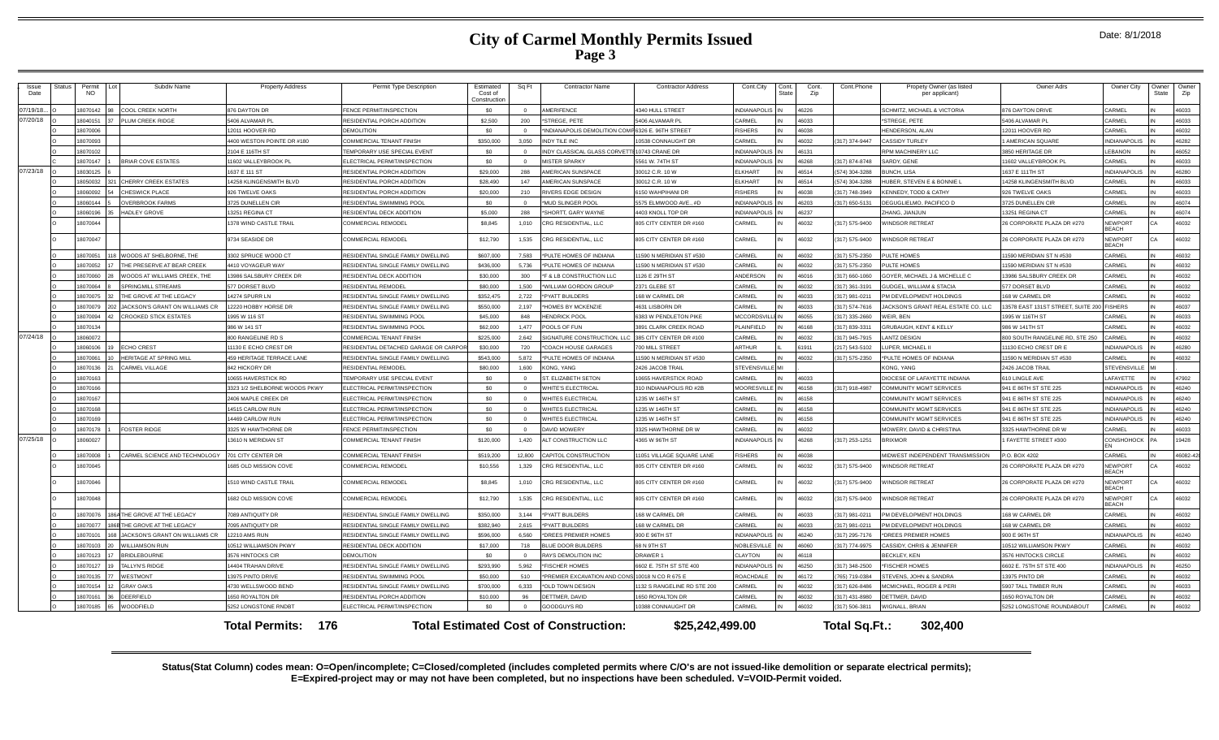# City of Carmel Monthly Permits Issued

## Page 3

Date: 8/1/2018

| Issue Date | Status | Permit NO | Lot | Subdiv Name | Property Address | Permit Type Description | Estimated Cost of Construction | Sq Ft | Contractor Name | Contractor Address | Cont.City | Cont. State | Cont. Zip | Cont.Phone | Propety Owner (as listed per applicant) | Owner Adrs | Owner City | Owner State | Owner Zip |
|---|---|---|---|---|---|---|---|---|---|---|---|---|---|---|---|---|---|---|---|
| 07/19/18... | O | 18070142 | 98 | COOL CREEK NORTH | 876 DAYTON DR | FENCE PERMIT/INSPECTION | $0 | 0 | AMERIFENCE | 4340 HULL STREET | INDIANAPOLIS | IN | 46226 | | SCHMITZ, MICHAEL & VICTORIA | 876 DAYTON DRIVE | CARMEL | IN | 46033 |
| 07/20/18 | O | 18040151 | 37 | PLUM CREEK RIDGE | 5406 ALVAMAR PL | RESIDENTIAL PORCH ADDITION | $2,500 | 200 | *STREGE, PETE | 5406 ALVAMAR PL | CARMEL | IN | 46033 | | *STREGE, PETE | 5406 ALVAMAR PL | CARMEL | IN | 46033 |
| | O | 18070006 | | | 12011 HOOVER RD | DEMOLITION | $0 | 0 | *INDIANAPOLIS DEMOLITION COMP | 6326 E. 96TH STREET | FISHERS | IN | 46038 | | HENDERSON, ALAN | 12011 HOOVER RD | CARMEL | IN | 46032 |
| | O | 18070093 | | | 4400 WESTON POINTE DR #180 | COMMERCIAL TENANT FINISH | $350,000 | 3,050 | INDY TILE INC | 10538 CONNAUGHT DR | CARMEL | IN | 46032 | (317) 374-9447 | CASSIDY TURLEY | 1 AMERICAN SQUARE | INDIANAPOLIS | IN | 46282 |
| | O | 18070102 | | | 2104 E 116TH ST | TEMPORARY USE SPECIAL EVENT | $0 | 0 | INDY CLASSICAL GLASS CORVETTE | 10743 CRANE DR | INDIANAPOLIS | IN | 46131 | | RPM MACHINERY LLC | 3850 HERITAGE DR | LEBANON | IN | 46052 |
| | C | 18070147 | 1 | BRIAR COVE ESTATES | 11602 VALLEYBROOK PL | ELECTRICAL PERMIT/INSPECTION | $0 | 0 | MISTER SPARKY | 5561 W. 74TH ST | INDIANAPOLIS | IN | 46268 | (317) 874-8748 | SARDY, GENE | 11602 VALLEYBROOK PL | CARMEL | IN | 46033 |
| 07/23/18 | O | 18030125 | 6 | | 1637 E 111 ST | RESIDENTIAL PORCH ADDITION | $29,000 | 288 | AMERICAN SUNSPACE | 30012 C.R. 10 W | ELKHART | IN | 46514 | (574) 304-3288 | BUNCH, LISA | 1637 E 111TH ST | INDIANAPOLIS | IN | 46280 |
| | O | 18050032 | 321 | CHERRY CREEK ESTATES | 14258 KLINGENSMITH BLVD | RESIDENTIAL PORCH ADDITION | $28,490 | 147 | AMERICAN SUNSPACE | 30012 C.R. 10 W | ELKHART | IN | 46514 | (574) 304-3288 | HUBER, STEVEN E & BONNIE L | 14258 KLINGENSMITH BLVD | CARMEL | IN | 46033 |
| | O | 18060092 | 54 | CHESWICK PLACE | 926 TWELVE OAKS | RESIDENTIAL PORCH ADDITION | $20,000 | 210 | RIVERS EDGE DESIGN | 6150 WAHPIHANI DR | FISHERS | IN | 46038 | (317) 748-3949 | KENNEDY, TODD & CATHY | 926 TWELVE OAKS | CARMEL | IN | 46033 |
| | O | 18060144 | 5 | OVERBROOK FARMS | 3725 DUNELLEN CIR | RESIDENTIAL SWIMMING POOL | $0 | 0 | *MUD SLINGER POOL | 5575 ELMWOOD AVE., #D | INDIANAPOLIS | IN | 46203 | (317) 650-5131 | DEGUGLIELMO, PACIFICO D | 3725 DUNELLEN CIR | CARMEL | IN | 46074 |
| | O | 18060196 | 35 | HADLEY GROVE | 13251 REGINA CT | RESIDENTIAL DECK ADDITION | $5,000 | 288 | *SHORTT, GARY WAYNE | 4403 KNOLL TOP DR | INDIANAPOLIS | IN | 46237 | | ZHANG, JIANJUN | 13251 REGINA CT | CARMEL | IN | 46074 |
| | O | 18070044 | | | 1378 WIND CASTLE TRAIL | COMMERCIAL REMODEL | $8,845 | 1,010 | CRG RESIDENTIAL, LLC | 805 CITY CENTER DR #160 | CARMEL | IN | 46032 | (317) 575-9400 | WINDSOR RETREAT | 26 CORPORATE PLAZA DR #270 | NEWPORT BEACH | CA | 46032 |
| | O | 18070047 | | | 9734 SEASIDE DR | COMMERCIAL REMODEL | $12,790 | 1,535 | CRG RESIDENTIAL, LLC | 805 CITY CENTER DR #160 | CARMEL | IN | 46032 | (317) 575-9400 | WINDSOR RETREAT | 26 CORPORATE PLAZA DR #270 | NEWPORT BEACH | CA | 46032 |
| | O | 18070051 | 118 | WOODS AT SHELBORNE, THE | 3302 SPRUCE WOOD CT | RESIDENTIAL SINGLE FAMILY DWELLING | $607,000 | 7,583 | *PULTE HOMES OF INDIANA | 11590 N MERIDIAN ST #530 | CARMEL | IN | 46032 | (317) 575-2350 | PULTE HOMES | 11590 MERIDIAN ST N #530 | CARMEL | IN | 46032 |
| | O | 18070052 | 17 | THE PRESERVE AT BEAR CREEK | 4410 VOYAGEUR WAY | RESIDENTIAL SINGLE FAMILY DWELLING | $436,000 | 5,736 | *PULTE HOMES OF INDIANA | 11590 N MERIDIAN ST #530 | CARMEL | IN | 46032 | (317) 575-2350 | PULTE HOMES | 11590 MERIDIAN ST N #530 | CARMEL | IN | 46032 |
| | O | 18070060 | 28 | WOODS AT WILLIAMS CREEK, THE | 13986 SALSBURY CREEK DR | RESIDENTIAL DECK ADDITION | $30,000 | 300 | *F & LB CONSTRUCTION LLC | 1126 E 29TH ST | ANDERSON | IN | 46016 | (317) 660-1060 | GOYER, MICHAEL J & MICHELLE C | 13986 SALSBURY CREEK DR | CARMEL | IN | 46032 |
| | O | 18070064 | 8 | SPRINGMILL STREAMS | 577 DORSET BLVD | RESIDENTIAL REMODEL | $80,000 | 1,500 | *WILLIAM GORDON GROUP | 2371 GLEBE ST | CARMEL | IN | 46032 | (317) 361-3191 | GUDGEL, WILLIAM & STACIA | 577 DORSET BLVD | CARMEL | IN | 46032 |
| | O | 18070075 | 32 | THE GROVE AT THE LEGACY | 14274 SPURR LN | RESIDENTIAL SINGLE FAMILY DWELLING | $352,475 | 2,722 | *PYATT BUILDERS | 168 W CARMEL DR | CARMEL | IN | 46033 | (317) 981-0211 | PM DEVELOPMENT HOLDINGS | 168 W CARMEL DR | CARMEL | IN | 46032 |
| | O | 18070079 | 202 | JACKSON'S GRANT ON WILLIAMS CR | 12220 HOBBY HORSE DR | RESIDENTIAL SINGLE FAMILY DWELLING | $550,000 | 2,197 | *HOMES BY MCKENZIE | 4631 LISBORN DR | CARMEL | IN | 46033 | (317) 574-7616 | JACKSON'S GRANT REAL ESTATE CO. LLC | 13578 EAST 131ST STREET, SUITE 200 | FISHERS | IN | 46037 |
| | O | 18070094 | 42 | CROOKED STICK ESTATES | 1995 W 116 ST | RESIDENTIAL SWIMMING POOL | $45,000 | 848 | HENDRICK POOL | 6383 W PENDLETON PIKE | MCCORDSVILLE | IN | 46055 | (317) 335-2660 | WEIR, BEN | 1995 W 116TH ST | CARMEL | IN | 46033 |
| | O | 18070134 | | | 986 W 141 ST | RESIDENTIAL SWIMMING POOL | $62,000 | 1,477 | POOLS OF FUN | 3891 CLARK CREEK ROAD | PLAINFIELD | IN | 46168 | (317) 839-3311 | GRUBAUGH, KENT & KELLY | 986 W 141TH ST | CARMEL | IN | 46032 |
| 07/24/18 | O | 18060072 | | | 800 RANGELINE RD S | COMMERCIAL TENANT FINISH | $225,000 | 2,642 | SIGNATURE CONSTRUCTION, LLC | 385 CITY CENTER DR #100 | CARMEL | IN | 46032 | (317) 945-7915 | LANTZ DESIGN | 800 SOUTH RANGELINE RD, STE 250 | CARMEL | IN | 46032 |
| | O | 18060106 | 19 | ECHO CREST | 11130 E ECHO CREST DR | RESIDENTIAL DETACHED GARAGE OR CARPOR | $30,000 | 720 | *COACH HOUSE GARAGES | 700 MILL STREET | ARTHUR | IL | 61911 | (217) 543-5102 | LUPER, MICHAEL II | 11130 ECHO CREST DR E | INDIANAPOLIS | IN | 46280 |
| | O | 18070061 | 10 | HERITAGE AT SPRING MILL | 459 HERITAGE TERRACE LANE | RESIDENTIAL SINGLE FAMILY DWELLING | $543,000 | 5,872 | *PULTE HOMES OF INDIANA | 11590 N MERIDIAN ST #530 | CARMEL | IN | 46032 | (317) 575-2350 | *PULTE HOMES OF INDIANA | 11590 N MERIDIAN ST #530 | CARMEL | IN | 46032 |
| | O | 18070136 | 21 | CARMEL VILLAGE | 842 HICKORY DR | RESIDENTIAL REMODEL | $80,000 | 1,600 | KONG, YANG | 2426 JACOB TRAIL | STEVENSVILLE | MI | | | KONG, YANG | 2426 JACOB TRAIL | STEVENSVILLE | MI | |
| | O | 18070163 | | | 10655 HAVERSTICK RD | TEMPORARY USE SPECIAL EVENT | $0 | 0 | ST. ELIZABETH SETON | 10655 HAVERSTICK ROAD | CARMEL | IN | 46033 | | DIOCESE OF LAFAYETTE INDIANA | 610 LINGLE AVE | LAFAYETTE | IN | 47902 |
| | O | 18070166 | | | 3323 1/2 SHELBORNE WOODS PKWY | ELECTRICAL PERMIT/INSPECTION | $0 | 0 | WHITE'S ELECTRICAL | 310 INDIANAPOLIS RD #2B | MOORESVILLE | IN | 46158 | (317) 918-4987 | COMMUNITY MGMT SERVICES | 941 E 86TH ST STE 225 | INDIANAPOLIS | IN | 46240 |
| | O | 18070167 | | | 2406 MAPLE CREEK DR | ELECTRICAL PERMIT/INSPECTION | $0 | 0 | WHITES ELECTRICAL | 1235 W 146TH ST | CARMEL | IN | 46158 | | COMMUNITY MGMT SERVICES | 941 E 86TH ST STE 225 | INDIANAPOLIS | IN | 46240 |
| | O | 18070168 | | | 14515 CARLOW RUN | ELECTRICAL PERMIT/INSPECTION | $0 | 0 | WHITES ELECTRICAL | 1235 W 146TH ST | CARMEL | IN | 46158 | | COMMUNITY MGMT SERVICES | 941 E 86TH ST STE 225 | INDIANAPOLIS | IN | 46240 |
| | O | 18070169 | | | 14469 CARLOW RUN | ELECTRICAL PERMIT/INSPECTION | $0 | 0 | WHITES ELECTRICAL | 1235 W 146TH ST | CARMEL | IN | 46158 | | COMMUNITY MGMT SERVICES | 941 E 86TH ST STE 225 | INDIANAPOLIS | IN | 46240 |
| | O | 18070178 | 1 | FOSTER RIDGE | 3325 W HAWTHORNE DR | FENCE PERMIT/INSPECTION | $0 | 0 | DAVID MOWERY | 3325 HAWTHORNE DR W | CARMEL | IN | 46032 | | MOWERY, DAVID & CHRISTINA | 3325 HAWTHORNE DR W | CARMEL | IN | 46033 |
| 07/25/18 | O | 18060027 | | | 13610 N MERIDIAN ST | COMMERCIAL TENANT FINISH | $120,000 | 1,420 | ALT CONSTRUCTION LLC | 4365 W 96TH ST | INDIANAPOLIS | IN | 46268 | (317) 253-1251 | BRIXMOR | 1 FAYETTE STREET #300 | CONSHOHOCKEN | PA | 19428 |
| | O | 18070008 | 1 | CARMEL SCIENCE AND TECHNOLOGY | 701 CITY CENTER DR | COMMERCIAL TENANT FINISH | $519,200 | 12,800 | CAPITOL CONSTRUCTION | 11051 VILLAGE SQUARE LANE | FISHERS | IN | 46038 | | MIDWEST INDEPENDENT TRANSMISSION | P.O. BOX 4202 | CARMEL | IN | 46082-420 |
| | O | 18070045 | | | 1685 OLD MISSION COVE | COMMERCIAL REMODEL | $10,556 | 1,329 | CRG RESIDENTIAL, LLC | 805 CITY CENTER DR #160 | CARMEL | IN | 46032 | (317) 575-9400 | WINDSOR RETREAT | 26 CORPORATE PLAZA DR #270 | NEWPORT BEACH | CA | 46032 |
| | O | 18070046 | | | 1510 WIND CASTLE TRAIL | COMMERCIAL REMODEL | $8,845 | 1,010 | CRG RESIDENTIAL, LLC | 805 CITY CENTER DR #160 | CARMEL | IN | 46032 | (317) 575-9400 | WINDSOR RETREAT | 26 CORPORATE PLAZA DR #270 | NEWPORT BEACH | CA | 46032 |
| | O | 18070048 | | | 1682 OLD MISSION COVE | COMMERCIAL REMODEL | $12,790 | 1,535 | CRG RESIDENTIAL, LLC | 805 CITY CENTER DR #160 | CARMEL | IN | 46032 | (317) 575-9400 | WINDSOR RETREAT | 26 CORPORATE PLAZA DR #270 | NEWPORT BEACH | CA | 46032 |
| | O | 18070076 | 186A | THE GROVE AT THE LEGACY | 7089 ANTIQUITY DR | RESIDENTIAL SINGLE FAMILY DWELLING | $350,000 | 3,144 | *PYATT BUILDERS | 168 W CARMEL DR | CARMEL | IN | 46033 | (317) 981-0211 | PM DEVELOPMENT HOLDINGS | 168 W CARMEL DR | CARMEL | IN | 46032 |
| | O | 18070077 | 186B | THE GROVE AT THE LEGACY | 7095 ANTIQUITY DR | RESIDENTIAL SINGLE FAMILY DWELLING | $382,940 | 2,615 | *PYATT BUILDERS | 168 W CARMEL DR | CARMEL | IN | 46033 | (317) 981-0211 | PM DEVELOPMENT HOLDINGS | 168 W CARMEL DR | CARMEL | IN | 46032 |
| | O | 18070101 | 168 | JACKSON'S GRANT ON WILLIAMS CR | 12210 AMS RUN | RESIDENTIAL SINGLE FAMILY DWELLING | $596,000 | 6,560 | *DREES PREMIER HOMES | 900 E 96TH ST | INDIANAPOLIS | IN | 46240 | (317) 295-7176 | *DREES PREMIER HOMES | 900 E 96TH ST | INDIANAPOLIS | IN | 46240 |
| | O | 18070103 | 20 | WILLIAMSON RUN | 10512 WILLIAMSON PKWY | RESIDENTIAL DECK ADDITION | $17,000 | 718 | BLUE DOOR BUILDERS | 68 N 9TH ST | NOBLESVILLE | IN | 46060 | (317) 774-9975 | CASSIDY, CHRIS & JENNIFER | 10512 WILLIAMSON PKWY | CARMEL | IN | 46032 |
| | O | 18070123 | 17 | BRIDLEBOURNE | 3576 HINTOCKS CIR | DEMOLITION | $0 | 0 | RAYS DEMOLITION INC | DRAWER 1 | CLAYTON | IN | 46118 | | BECKLEY, KEN | 3576 HINTOCKS CIRCLE | CARMEL | IN | 46032 |
| | O | 18070127 | 19 | TALLYN'S RIDGE | 14404 TRAHAN DRIVE | RESIDENTIAL SINGLE FAMILY DWELLING | $293,990 | 5,962 | *FISCHER HOMES | 6602 E. 75TH ST STE 400 | INDIANAPOLIS | IN | 46250 | (317) 348-2500 | *FISCHER HOMES | 6602 E. 75TH ST STE 400 | INDIANAPOLIS | IN | 46250 |
| | O | 18070135 | 77 | WESTMONT | 13975 PINTO DRIVE | RESIDENTIAL SWIMMING POOL | $50,000 | 510 | *PREMIER EXCAVATION AND CONS | 10018 N CO R 675 E | ROACHDALE | IN | 46172 | (765) 719-0384 | STEVENS, JOHN & SANDRA | 13975 PINTO DR | CARMEL | IN | 46032 |
| | O | 18070154 | 12 | GRAY OAKS | 4730 WELLSWOOD BEND | RESIDENTIAL SINGLE FAMILY DWELLING | $700,000 | 6,333 | *OLD TOWN DESIGN | 1132 S RANGELINE RD STE 200 | CARMEL | IN | 46032 | (317) 626-8486 | MCMICHAEL, ROGER & PERI | 5907 TALL TIMBER RUN | CARMEL | IN | 46033 |
| | O | 18070161 | 36 | DEERFIELD | 1650 ROYALTON DR | RESIDENTIAL PORCH ADDITION | $10,000 | 96 | DETTMER, DAVID | 1650 ROYALTON DR | CARMEL | IN | 46032 | (317) 431-8980 | DETTMER, DAVID | 1650 ROYALTON DR | CARMEL | IN | 46032 |
| | O | 18070185 | 65 | WOODFIELD | 5252 LONGSTONE RNDBT | ELECTRICAL PERMIT/INSPECTION | $0 | 0 | GOODGUYS RD | 10388 CONNAUGHT DR | CARMEL | IN | 46032 | (317) 506-3811 | WIGNALL, BRIAN | 5252 LONGSTONE ROUNDABOUT | CARMEL | IN | 46032 |

**Total Permits: 176** **Total Estimated Cost of Construction: $25,242,499.00** **Total Sq.Ft.: 302,400**

**Status(Stat Column) codes mean: O=Open/incomplete; C=Closed/completed (includes completed permits where C/O's are not issued-like demolition or separate electrical permits); E=Expired-project may or may not have been completed, but no inspections have been scheduled. V=VOID-Permit voided.**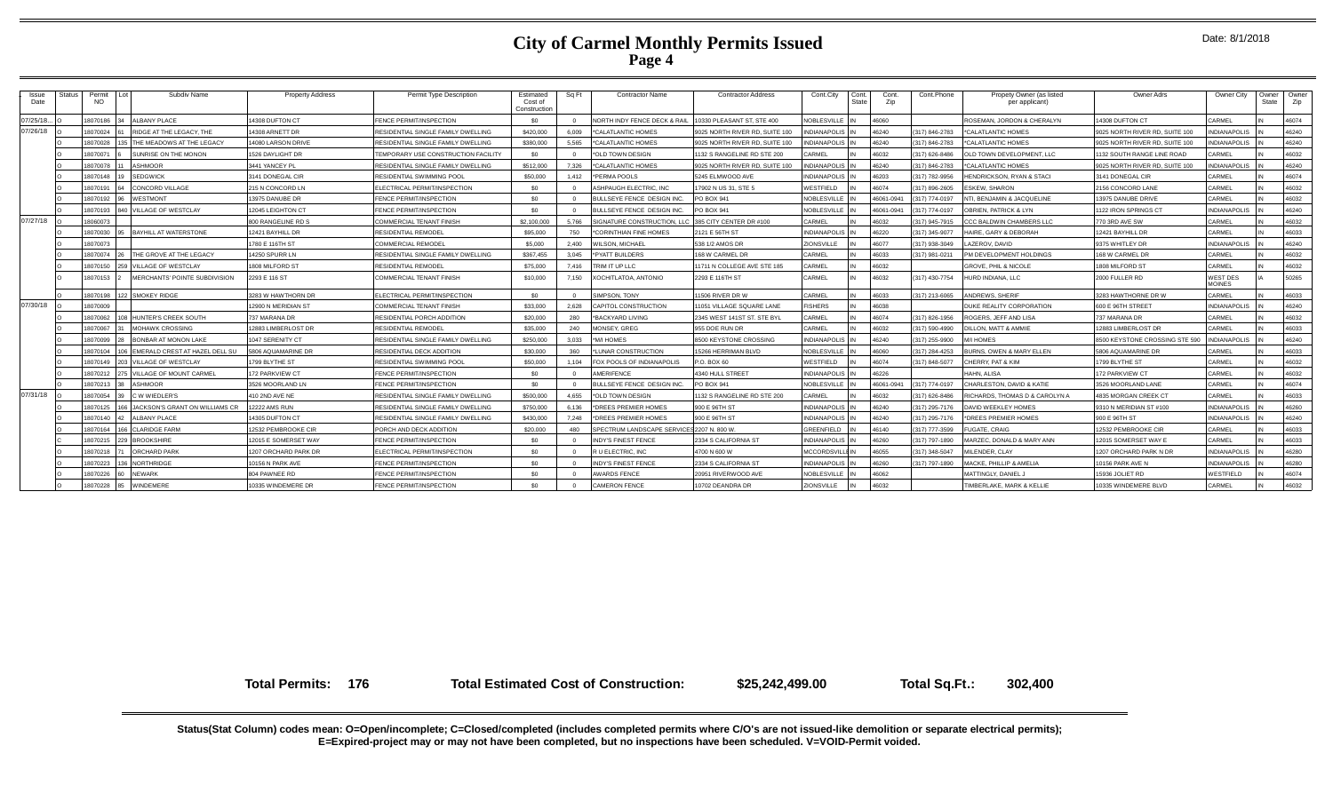# City of Carmel Monthly Permits Issued
## Page 4

Date: 8/1/2018

| Issue Date | Status | Permit NO | Lot | Subdiv Name | Property Address | Permit Type Description | Estimated Cost of Construction | Sq Ft | Contractor Name | Contractor Address | Cont.City | Cont. State | Cont. Zip | Cont.Phone | Propety Owner (as listed per applicant) | Owner Adrs | Owner City | Owner State | Owner Zip |
|---|---|---|---|---|---|---|---|---|---|---|---|---|---|---|---|---|---|---|---|
| 07/25/18... | O | 18070186 | 34 | ALBANY PLACE | 14308 DUFTON CT | FENCE PERMIT/INSPECTION | $0 | 0 | NORTH INDY FENCE DECK & RAIL | 10330 PLEASANT ST, STE 400 | NOBLESVILLE | IN | 46060 | | ROSEMAN, JORDON & CHERALYN | 14308 DUFTON CT | CARMEL | IN | 46074 |
| 07/26/18 | O | 18070024 | 61 | RIDGE AT THE LEGACY, THE | 14308 ARNETT DR | RESIDENTIAL SINGLE FAMILY DWELLING | $420,000 | 6,009 | *CALATLANTIC HOMES | 9025 NORTH RIVER RD, SUITE 100 | INDIANAPOLIS | IN | 46240 | (317) 846-2783 | *CALATLANTIC HOMES | 9025 NORTH RIVER RD, SUITE 100 | INDIANAPOLIS | IN | 46240 |
| | O | 18070028 | 135 | THE MEADOWS AT THE LEGACY | 14080 LARSON DRIVE | RESIDENTIAL SINGLE FAMILY DWELLING | $380,000 | 5,565 | *CALATLANTIC HOMES | 9025 NORTH RIVER RD, SUITE 100 | INDIANAPOLIS | IN | 46240 | (317) 846-2783 | *CALATLANTIC HOMES | 9025 NORTH RIVER RD, SUITE 100 | INDIANAPOLIS | IN | 46240 |
| | O | 18070071 | 6 | SUNRISE ON THE MONON | 1526 DAYLIGHT DR | TEMPORARY USE CONSTRUCTION FACILITY | $0 | 0 | *OLD TOWN DESIGN | 1132 S RANGELINE RD STE 200 | CARMEL | IN | 46032 | (317) 626-8486 | OLD TOWN DEVELOPMENT, LLC | 1132 SOUTH RANGE LINE ROAD | CARMEL | IN | 46032 |
| | O | 18070078 | 11 | ASHMOOR | 3441 YANCEY PL | RESIDENTIAL SINGLE FAMILY DWELLING | $512,000 | 7,326 | *CALATLANTIC HOMES | 9025 NORTH RIVER RD, SUITE 100 | INDIANAPOLIS | IN | 46240 | (317) 846-2783 | *CALATLANTIC HOMES | 9025 NORTH RIVER RD, SUITE 100 | INDIANAPOLIS | IN | 46240 |
| | O | 18070148 | 19 | SEDGWICK | 3141 DONEGAL CIR | RESIDENTIAL SWIMMING POOL | $50,000 | 1,412 | *PERMA POOLS | 5245 ELMWOOD AVE | INDIANAPOLIS | IN | 46203 | (317) 782-9956 | HENDRICKSON, RYAN & STACI | 3141 DONEGAL CIR | CARMEL | IN | 46074 |
| | O | 18070191 | 64 | CONCORD VILLAGE | 215 N CONCORD LN | ELECTRICAL PERMIT/INSPECTION | $0 | 0 | ASHPAUGH ELECTRIC, INC | 17902 N US 31, STE 5 | WESTFIELD | IN | 46074 | (317) 896-2605 | ESKEW, SHARON | 2156 CONCORD LANE | CARMEL | IN | 46032 |
| | O | 18070192 | 96 | WESTMONT | 13975 DANUBE DR | FENCE PERMIT/INSPECTION | $0 | 0 | BULLSEYE FENCE DESIGN INC. | PO BOX 941 | NOBLESVILLE | IN | 46061-0941 | (317) 774-0197 | NTI, BENJAMIN & JACQUELINE | 13975 DANUBE DRIVE | CARMEL | IN | 46032 |
| | O | 18070193 | 840 | VILLAGE OF WESTCLAY | 12045 LEIGHTON CT | FENCE PERMIT/INSPECTION | $0 | 0 | BULLSEYE FENCE DESIGN INC. | PO BOX 941 | NOBLESVILLE | IN | 46061-0941 | (317) 774-0197 | OBRIEN, PATRICK & LYN | 1122 IRON SPRINGS CT | INDIANAPOLIS | IN | 46240 |
| 07/27/18 | O | 18060073 | | | 800 RANGELINE RD S | COMMERCIAL TENANT FINISH | $2,100,000 | 5,766 | SIGNATURE CONSTRUCTION, LLC | 385 CITY CENTER DR #100 | CARMEL | IN | 46032 | (317) 945-7915 | CCC BALDWIN CHAMBERS LLC | 770 3RD AVE SW | CARMEL | IN | 46032 |
| | O | 18070030 | 95 | BAYHILL AT WATERSTONE | 12421 BAYHILL DR | RESIDENTIAL REMODEL | $95,000 | 750 | *CORINTHIAN FINE HOMES | 2121 E 56TH ST | INDIANAPOLIS | IN | 46220 | (317) 345-9077 | HAIRE, GARY & DEBORAH | 12421 BAYHILL DR | CARMEL | IN | 46033 |
| | O | 18070073 | | | 1780 E 116TH ST | COMMERCIAL REMODEL | $5,000 | 2,400 | WILSON, MICHAEL | 538 1/2 AMOS DR | ZIONSVILLE | IN | 46077 | (317) 938-3049 | LAZEROV, DAVID | 9375 WHITLEY DR | INDIANAPOLIS | IN | 46240 |
| | O | 18070074 | 26 | THE GROVE AT THE LEGACY | 14250 SPURR LN | RESIDENTIAL SINGLE FAMILY DWELLING | $367,455 | 3,045 | *PYATT BUILDERS | 168 W CARMEL DR | CARMEL | IN | 46033 | (317) 981-0211 | PM DEVELOPMENT HOLDINGS | 168 W CARMEL DR | CARMEL | IN | 46032 |
| | O | 18070150 | 259 | VILLAGE OF WESTCLAY | 1808 MILFORD ST | RESIDENTIAL REMODEL | $75,000 | 7,416 | TRIM IT UP LLC | 11711 N COLLEGE AVE STE 185 | CARMEL | IN | 46032 | | GROVE, PHIL & NICOLE | 1808 MILFORD ST | CARMEL | IN | 46032 |
| | O | 18070153 | 2 | MERCHANTS' POINTE SUBDIVISION | 2293 E 116 ST | COMMERCIAL TENANT FINISH | $10,000 | 7,150 | XOCHITLATOA, ANTONIO | 2293 E 116TH ST | CARMEL | IN | 46032 | (317) 430-7754 | HURD INDIANA, LLC | 2000 FULLER RD | WEST DES MOINES | IA | 50265 |
| | O | 18070198 | 122 | SMOKEY RIDGE | 3283 W HAWTHORN DR | ELECTRICAL PERMIT/INSPECTION | $0 | 0 | SIMPSON, TONY | 11506 RIVER DR W | CARMEL | IN | 46033 | (317) 213-6065 | ANDREWS, SHERIF | 3283 HAWTHORNE DR W | CARMEL | IN | 46033 |
| 07/30/18 | O | 18070009 | | | 12900 N MERIDIAN ST | COMMERCIAL TENANT FINISH | $33,000 | 2,628 | CAPITOL CONSTRUCTION | 11051 VILLAGE SQUARE LANE | FISHERS | IN | 46038 | | DUKE REALTY CORPORATION | 600 E 96TH STREET | INDIANAPOLIS | IN | 46240 |
| | O | 18070062 | 108 | HUNTER'S CREEK SOUTH | 737 MARANA DR | RESIDENTIAL PORCH ADDITION | $20,000 | 280 | *BACKYARD LIVING | 2345 WEST 141ST ST. STE BYL | CARMEL | IN | 46074 | (317) 826-1956 | ROGERS, JEFF AND LISA | 737 MARANA DR | CARMEL | IN | 46032 |
| | O | 18070067 | 31 | MOHAWK CROSSING | 12883 LIMBERLOST DR | RESIDENTIAL REMODEL | $35,000 | 240 | MONSEY, GREG | 955 DOE RUN DR | CARMEL | IN | 46032 | (317) 590-4990 | DILLON, MATT & AMMIE | 12883 LIMBERLOST DR | CARMEL | IN | 46033 |
| | O | 18070099 | 28 | BONBAR AT MONON LAKE | 1047 SERENITY CT | RESIDENTIAL SINGLE FAMILY DWELLING | $250,000 | 3,033 | *M/I HOMES | 8500 KEYSTONE CROSSING | INDIANAPOLIS | IN | 46240 | (317) 255-9900 | M/I HOMES | 8500 KEYSTONE CROSSING STE 590 | INDIANAPOLIS | IN | 46240 |
| | O | 18070104 | 106 | EMERALD CREST AT HAZEL DELL SU | 5806 AQUAMARINE DR | RESIDENTIAL DECK ADDITION | $30,000 | 360 | *LUNAR CONSTRUCTION | 15266 HERRIMAN BLVD | NOBLESVILLE | IN | 46060 | (317) 284-4253 | BURNS, OWEN & MARY ELLEN | 5806 AQUAMARINE DR | CARMEL | IN | 46033 |
| | O | 18070149 | 203 | VILLAGE OF WESTCLAY | 1799 BLYTHE ST | RESIDENTIAL SWIMMING POOL | $50,000 | 1,104 | FOX POOLS OF INDIANAPOLIS | P.O. BOX 60 | WESTFIELD | IN | 46074 | (317) 848-5077 | CHERRY, PAT & KIM | 1799 BLYTHE ST | CARMEL | IN | 46032 |
| | O | 18070212 | 275 | VILLAGE OF MOUNT CARMEL | 172 PARKVIEW CT | FENCE PERMIT/INSPECTION | $0 | 0 | AMERIFENCE | 4340 HULL STREET | INDIANAPOLIS | IN | 46226 | | HAHN, ALISA | 172 PARKVIEW CT | CARMEL | IN | 46032 |
| | O | 18070213 | 38 | ASHMOOR | 3526 MOORLAND LN | FENCE PERMIT/INSPECTION | $0 | 0 | BULLSEYE FENCE DESIGN INC. | PO BOX 941 | NOBLESVILLE | IN | 46061-0941 | (317) 774-0197 | CHARLESTON, DAVID & KATIE | 3526 MOORLAND LANE | CARMEL | IN | 46074 |
| 07/31/18 | O | 18070054 | 39 | C W WIEDLER'S | 410 2ND AVE NE | RESIDENTIAL SINGLE FAMILY DWELLING | $500,000 | 4,655 | *OLD TOWN DESIGN | 1132 S RANGELINE RD STE 200 | CARMEL | IN | 46032 | (317) 626-8486 | RICHARDS, THOMAS D & CAROLYN A | 4835 MORGAN CREEK CT | CARMEL | IN | 46033 |
| | O | 18070125 | 166 | JACKSON'S GRANT ON WILLIAMS CR | 12222 AMS RUN | RESIDENTIAL SINGLE FAMILY DWELLING | $750,000 | 6,136 | *DREES PREMIER HOMES | 900 E 96TH ST | INDIANAPOLIS | IN | 46240 | (317) 295-7176 | DAVID WEEKLEY HOMES | 9310 N MERIDIAN ST #100 | INDIANAPOLIS | IN | 46260 |
| | O | 18070140 | 42 | ALBANY PLACE | 14305 DUFTON CT | RESIDENTIAL SINGLE FAMILY DWELLING | $430,000 | 7,248 | *DREES PREMIER HOMES | 900 E 96TH ST | INDIANAPOLIS | IN | 46240 | (317) 295-7176 | *DREES PREMIER HOMES | 900 E 96TH ST | INDIANAPOLIS | IN | 46240 |
| | O | 18070164 | 166 | CLARIDGE FARM | 12532 PEMBROOKE CIR | PORCH AND DECK ADDITION | $20,000 | 480 | SPECTRUM LANDSCAPE SERVICES | 2207 N. 800 W. | GREENFIELD | IN | 46140 | (317) 777-3599 | FUGATE, CRAIG | 12532 PEMBROOKE CIR | CARMEL | IN | 46033 |
| | C | 18070215 | 229 | BROOKSHIRE | 12015 E SOMERSET WAY | FENCE PERMIT/INSPECTION | $0 | 0 | INDY'S FINEST FENCE | 2334 S CALIFORNIA ST | INDIANAPOLIS | IN | 46260 | (317) 797-1890 | MARZEC, DONALD & MARY ANN | 12015 SOMERSET WAY E | CARMEL | IN | 46033 |
| | O | 18070218 | 71 | ORCHARD PARK | 1207 ORCHARD PARK DR | ELECTRICAL PERMIT/INSPECTION | $0 | 0 | R U ELECTRIC, INC | 4700 N 600 W | MCCORDSVILLE | IN | 46055 | (317) 348-5047 | MILENDER, CLAY | 1207 ORCHARD PARK N DR | INDIANAPOLIS | IN | 46280 |
| | O | 18070223 | 136 | NORTHRIDGE | 10156 N PARK AVE | FENCE PERMIT/INSPECTION | $0 | 0 | INDY'S FINEST FENCE | 2334 S CALIFORNIA ST | INDIANAPOLIS | IN | 46260 | (317) 797-1890 | MACKE, PHILLIP & AMELIA | 10156 PARK AVE N | INDIANAPOLIS | IN | 46280 |
| | O | 18070226 | 60 | NEWARK | 804 PAWNEE RD | FENCE PERMIT/INSPECTION | $0 | 0 | AWARDS FENCE | 20951 RIVERWOOD AVE | NOBLESVILLE | IN | 46062 | | MATTINGLY, DANIEL J | 15936 JOLIET RD | WESTFIELD | IN | 46074 |
| | O | 18070228 | 85 | WINDEMERE | 10335 WINDEMERE DR | FENCE PERMIT/INSPECTION | $0 | 0 | CAMERON FENCE | 10702 DEANDRA DR | ZIONSVILLE | IN | 46032 | | TIMBERLAKE, MARK & KELLIE | 10335 WINDEMERE BLVD | CARMEL | IN | 46032 |

**Total Permits: 176** **Total Estimated Cost of Construction: $25,242,499.00** **Total Sq.Ft.: 302,400**

**Status(Stat Column) codes mean: O=Open/incomplete; C=Closed/completed (includes completed permits where C/O's are not issued-like demolition or separate electrical permits); E=Expired-project may or may not have been completed, but no inspections have been scheduled. V=VOID-Permit voided.**